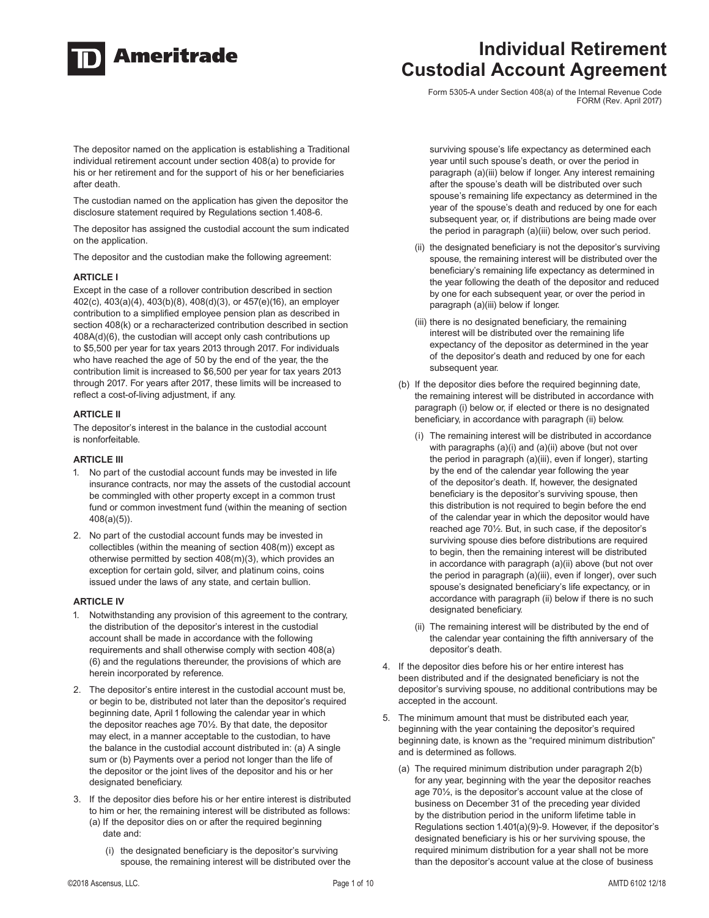# TD Ameritrade

# Individual Retirement Custodial Account Agreement

Form 5305-A under Section 408(a) of the Internal Revenue Code
FORM (Rev. April 2017)

The depositor named on the application is establishing a Traditional individual retirement account under section 408(a) to provide for his or her retirement and for the support of his or her beneficiaries after death.

The custodian named on the application has given the depositor the disclosure statement required by Regulations section 1.408-6.

The depositor has assigned the custodial account the sum indicated on the application.

The depositor and the custodian make the following agreement:

**ARTICLE I**

Except in the case of a rollover contribution described in section 402(c), 403(a)(4), 403(b)(8), 408(d)(3), or 457(e)(16), an employer contribution to a simplified employee pension plan as described in section 408(k) or a recharacterized contribution described in section 408A(d)(6), the custodian will accept only cash contributions up to $5,500 per year for tax years 2013 through 2017. For individuals who have reached the age of 50 by the end of the year, the the contribution limit is increased to $6,500 per year for tax years 2013 through 2017. For years after 2017, these limits will be increased to reflect a cost-of-living adjustment, if any.

**ARTICLE II**

The depositor's interest in the balance in the custodial account is nonforfeitable.

**ARTICLE III**

1. No part of the custodial account funds may be invested in life insurance contracts, nor may the assets of the custodial account be commingled with other property except in a common trust fund or common investment fund (within the meaning of section 408(a)(5)).
2. No part of the custodial account funds may be invested in collectibles (within the meaning of section 408(m)) except as otherwise permitted by section 408(m)(3), which provides an exception for certain gold, silver, and platinum coins, coins issued under the laws of any state, and certain bullion.

**ARTICLE IV**

1. Notwithstanding any provision of this agreement to the contrary, the distribution of the depositor's interest in the custodial account shall be made in accordance with the following requirements and shall otherwise comply with section 408(a)(6) and the regulations thereunder, the provisions of which are herein incorporated by reference.
2. The depositor's entire interest in the custodial account must be, or begin to be, distributed not later than the depositor's required beginning date, April 1 following the calendar year in which the depositor reaches age 70½. By that date, the depositor may elect, in a manner acceptable to the custodian, to have the balance in the custodial account distributed in: (a) A single sum or (b) Payments over a period not longer than the life of the depositor or the joint lives of the depositor and his or her designated beneficiary.
3. If the depositor dies before his or her entire interest is distributed to him or her, the remaining interest will be distributed as follows:
   (a) If the depositor dies on or after the required beginning date and:
      (i) the designated beneficiary is the depositor's surviving spouse, the remaining interest will be distributed over the surviving spouse's life expectancy as determined each year until such spouse's death, or over the period in paragraph (a)(iii) below if longer. Any interest remaining after the spouse's death will be distributed over such spouse's remaining life expectancy as determined in the year of the spouse's death and reduced by one for each subsequent year, or, if distributions are being made over the period in paragraph (a)(iii) below, over such period.
      (ii) the designated beneficiary is not the depositor's surviving spouse, the remaining interest will be distributed over the beneficiary's remaining life expectancy as determined in the year following the death of the depositor and reduced by one for each subsequent year, or over the period in paragraph (a)(iii) below if longer.
      (iii) there is no designated beneficiary, the remaining interest will be distributed over the remaining life expectancy of the depositor as determined in the year of the depositor's death and reduced by one for each subsequent year.

   (b) If the depositor dies before the required beginning date, the remaining interest will be distributed in accordance with paragraph (i) below or, if elected or there is no designated beneficiary, in accordance with paragraph (ii) below.
      (i) The remaining interest will be distributed in accordance with paragraphs (a)(i) and (a)(ii) above (but not over the period in paragraph (a)(iii), even if longer), starting by the end of the calendar year following the year of the depositor's death. If, however, the designated beneficiary is the depositor's surviving spouse, then this distribution is not required to begin before the end of the calendar year in which the depositor would have reached age 70½. But, in such case, if the depositor's surviving spouse dies before distributions are required to begin, then the remaining interest will be distributed in accordance with paragraph (a)(ii) above (but not over the period in paragraph (a)(iii), even if longer), over such spouse's designated beneficiary's life expectancy, or in accordance with paragraph (ii) below if there is no such designated beneficiary.
      (ii) The remaining interest will be distributed by the end of the calendar year containing the fifth anniversary of the depositor's death.
4. If the depositor dies before his or her entire interest has been distributed and if the designated beneficiary is not the depositor's surviving spouse, no additional contributions may be accepted in the account.
5. The minimum amount that must be distributed each year, beginning with the year containing the depositor's required beginning date, is known as the "required minimum distribution" and is determined as follows.
   (a) The required minimum distribution under paragraph 2(b) for any year, beginning with the year the depositor reaches age 70½, is the depositor's account value at the close of business on December 31 of the preceding year divided by the distribution period in the uniform lifetime table in Regulations section 1.401(a)(9)-9. However, if the depositor's designated beneficiary is his or her surviving spouse, the required minimum distribution for a year shall not be more than the depositor's account value at the close of business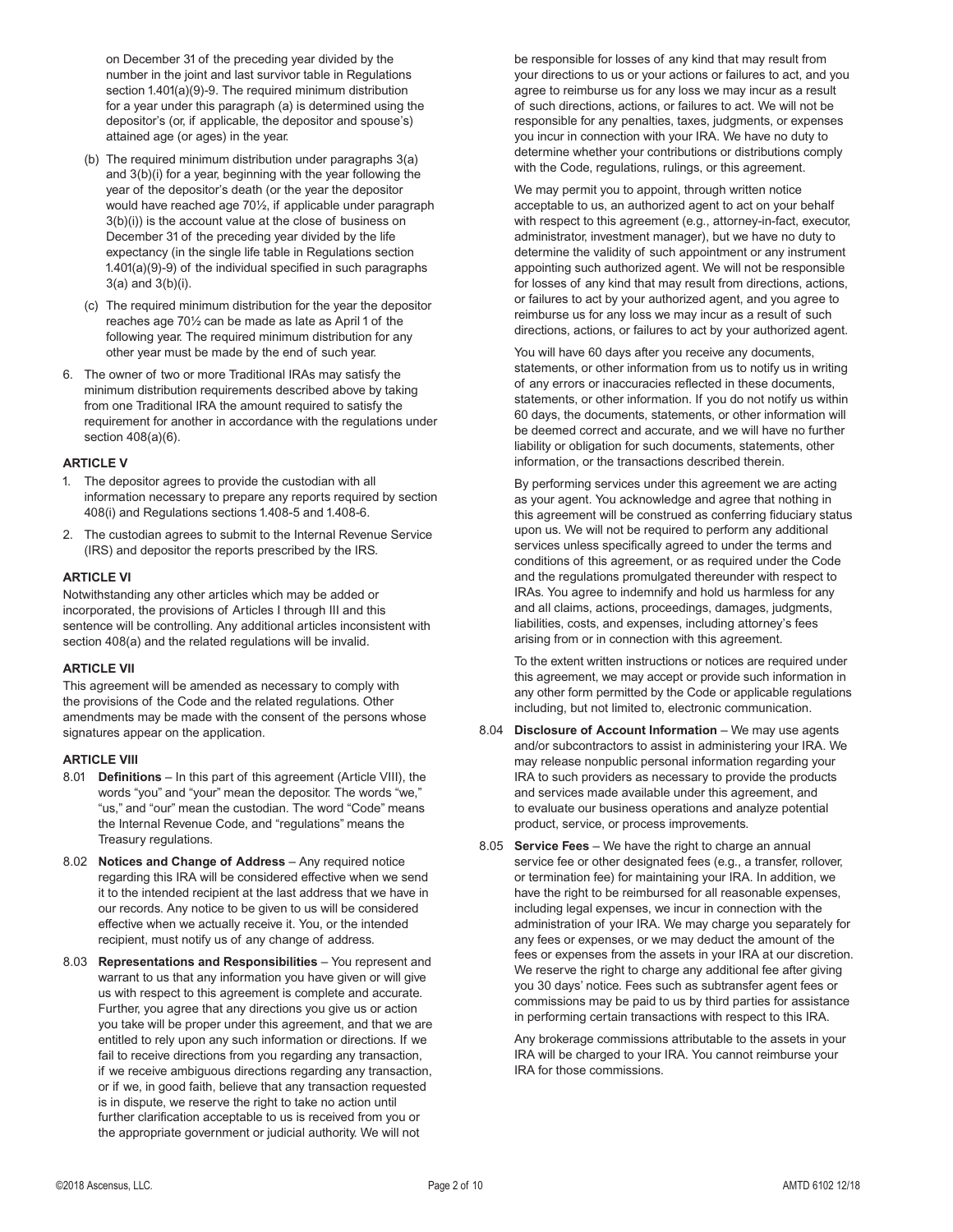on December 31 of the preceding year divided by the number in the joint and last survivor table in Regulations section 1.401(a)(9)-9. The required minimum distribution for a year under this paragraph (a) is determined using the depositor's (or, if applicable, the depositor and spouse's) attained age (or ages) in the year.

(b) The required minimum distribution under paragraphs 3(a) and 3(b)(i) for a year, beginning with the year following the year of the depositor's death (or the year the depositor would have reached age 70½, if applicable under paragraph 3(b)(i)) is the account value at the close of business on December 31 of the preceding year divided by the life expectancy (in the single life table in Regulations section 1.401(a)(9)-9) of the individual specified in such paragraphs 3(a) and 3(b)(i).

(c) The required minimum distribution for the year the depositor reaches age 70½ can be made as late as April 1 of the following year. The required minimum distribution for any other year must be made by the end of such year.

6. The owner of two or more Traditional IRAs may satisfy the minimum distribution requirements described above by taking from one Traditional IRA the amount required to satisfy the requirement for another in accordance with the regulations under section 408(a)(6).

**ARTICLE V**

1. The depositor agrees to provide the custodian with all information necessary to prepare any reports required by section 408(i) and Regulations sections 1.408-5 and 1.408-6.
2. The custodian agrees to submit to the Internal Revenue Service (IRS) and depositor the reports prescribed by the IRS.

**ARTICLE VI**

Notwithstanding any other articles which may be added or incorporated, the provisions of Articles I through III and this sentence will be controlling. Any additional articles inconsistent with section 408(a) and the related regulations will be invalid.

**ARTICLE VII**

This agreement will be amended as necessary to comply with the provisions of the Code and the related regulations. Other amendments may be made with the consent of the persons whose signatures appear on the application.

**ARTICLE VIII**

8.01 **Definitions** – In this part of this agreement (Article VIII), the words "you" and "your" mean the depositor. The words "we," "us," and "our" mean the custodian. The word "Code" means the Internal Revenue Code, and "regulations" means the Treasury regulations.

8.02 **Notices and Change of Address** – Any required notice regarding this IRA will be considered effective when we send it to the intended recipient at the last address that we have in our records. Any notice to be given to us will be considered effective when we actually receive it. You, or the intended recipient, must notify us of any change of address.

8.03 **Representations and Responsibilities** – You represent and warrant to us that any information you have given or will give us with respect to this agreement is complete and accurate. Further, you agree that any directions you give us or action you take will be proper under this agreement, and that we are entitled to rely upon any such information or directions. If we fail to receive directions from you regarding any transaction, if we receive ambiguous directions regarding any transaction, or if we, in good faith, believe that any transaction requested is in dispute, we reserve the right to take no action until further clarification acceptable to us is received from you or the appropriate government or judicial authority. We will not be responsible for losses of any kind that may result from your directions to us or your actions or failures to act, and you agree to reimburse us for any loss we may incur as a result of such directions, actions, or failures to act. We will not be responsible for any penalties, taxes, judgments, or expenses you incur in connection with your IRA. We have no duty to determine whether your contributions or distributions comply with the Code, regulations, rulings, or this agreement.

We may permit you to appoint, through written notice acceptable to us, an authorized agent to act on your behalf with respect to this agreement (e.g., attorney-in-fact, executor, administrator, investment manager), but we have no duty to determine the validity of such appointment or any instrument appointing such authorized agent. We will not be responsible for losses of any kind that may result from directions, actions, or failures to act by your authorized agent, and you agree to reimburse us for any loss we may incur as a result of such directions, actions, or failures to act by your authorized agent.

You will have 60 days after you receive any documents, statements, or other information from us to notify us in writing of any errors or inaccuracies reflected in these documents, statements, or other information. If you do not notify us within 60 days, the documents, statements, or other information will be deemed correct and accurate, and we will have no further liability or obligation for such documents, statements, other information, or the transactions described therein.

By performing services under this agreement we are acting as your agent. You acknowledge and agree that nothing in this agreement will be construed as conferring fiduciary status upon us. We will not be required to perform any additional services unless specifically agreed to under the terms and conditions of this agreement, or as required under the Code and the regulations promulgated thereunder with respect to IRAs. You agree to indemnify and hold us harmless for any and all claims, actions, proceedings, damages, judgments, liabilities, costs, and expenses, including attorney's fees arising from or in connection with this agreement.

To the extent written instructions or notices are required under this agreement, we may accept or provide such information in any other form permitted by the Code or applicable regulations including, but not limited to, electronic communication.

8.04 **Disclosure of Account Information** – We may use agents and/or subcontractors to assist in administering your IRA. We may release nonpublic personal information regarding your IRA to such providers as necessary to provide the products and services made available under this agreement, and to evaluate our business operations and analyze potential product, service, or process improvements.

8.05 **Service Fees** – We have the right to charge an annual service fee or other designated fees (e.g., a transfer, rollover, or termination fee) for maintaining your IRA. In addition, we have the right to be reimbursed for all reasonable expenses, including legal expenses, we incur in connection with the administration of your IRA. We may charge you separately for any fees or expenses, or we may deduct the amount of the fees or expenses from the assets in your IRA at our discretion. We reserve the right to charge any additional fee after giving you 30 days' notice. Fees such as subtransfer agent fees or commissions may be paid to us by third parties for assistance in performing certain transactions with respect to this IRA.

Any brokerage commissions attributable to the assets in your IRA will be charged to your IRA. You cannot reimburse your IRA for those commissions.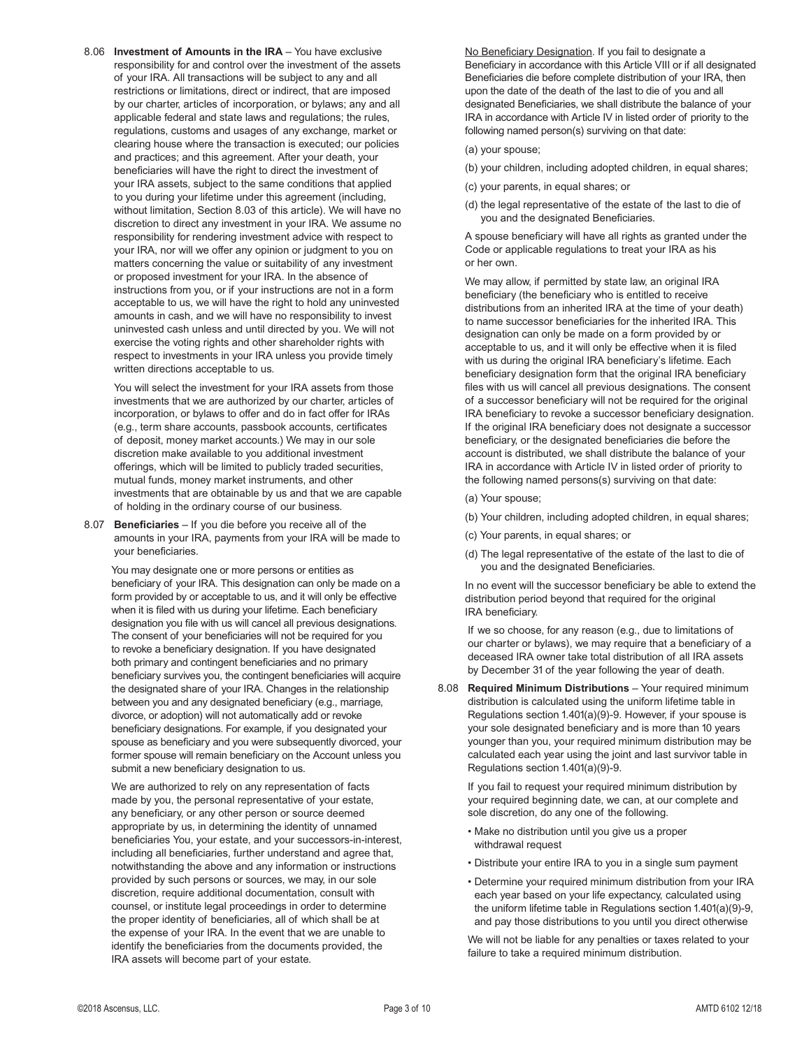8.06 **Investment of Amounts in the IRA** – You have exclusive responsibility for and control over the investment of the assets of your IRA. All transactions will be subject to any and all restrictions or limitations, direct or indirect, that are imposed by our charter, articles of incorporation, or bylaws; any and all applicable federal and state laws and regulations; the rules, regulations, customs and usages of any exchange, market or clearing house where the transaction is executed; our policies and practices; and this agreement. After your death, your beneficiaries will have the right to direct the investment of your IRA assets, subject to the same conditions that applied to you during your lifetime under this agreement (including, without limitation, Section 8.03 of this article). We will have no discretion to direct any investment in your IRA. We assume no responsibility for rendering investment advice with respect to your IRA, nor will we offer any opinion or judgment to you on matters concerning the value or suitability of any investment or proposed investment for your IRA. In the absence of instructions from you, or if your instructions are not in a form acceptable to us, we will have the right to hold any uninvested amounts in cash, and we will have no responsibility to invest uninvested cash unless and until directed by you. We will not exercise the voting rights and other shareholder rights with respect to investments in your IRA unless you provide timely written directions acceptable to us.

You will select the investment for your IRA assets from those investments that we are authorized by our charter, articles of incorporation, or bylaws to offer and do in fact offer for IRAs (e.g., term share accounts, passbook accounts, certificates of deposit, money market accounts.) We may in our sole discretion make available to you additional investment offerings, which will be limited to publicly traded securities, mutual funds, money market instruments, and other investments that are obtainable by us and that we are capable of holding in the ordinary course of our business.

8.07 **Beneficiaries** – If you die before you receive all of the amounts in your IRA, payments from your IRA will be made to your beneficiaries.

You may designate one or more persons or entities as beneficiary of your IRA. This designation can only be made on a form provided by or acceptable to us, and it will only be effective when it is filed with us during your lifetime. Each beneficiary designation you file with us will cancel all previous designations. The consent of your beneficiaries will not be required for you to revoke a beneficiary designation. If you have designated both primary and contingent beneficiaries and no primary beneficiary survives you, the contingent beneficiaries will acquire the designated share of your IRA. Changes in the relationship between you and any designated beneficiary (e.g., marriage, divorce, or adoption) will not automatically add or revoke beneficiary designations. For example, if you designated your spouse as beneficiary and you were subsequently divorced, your former spouse will remain beneficiary on the Account unless you submit a new beneficiary designation to us.

We are authorized to rely on any representation of facts made by you, the personal representative of your estate, any beneficiary, or any other person or source deemed appropriate by us, in determining the identity of unnamed beneficiaries You, your estate, and your successors-in-interest, including all beneficiaries, further understand and agree that, notwithstanding the above and any information or instructions provided by such persons or sources, we may, in our sole discretion, require additional documentation, consult with counsel, or institute legal proceedings in order to determine the proper identity of beneficiaries, all of which shall be at the expense of your IRA. In the event that we are unable to identify the beneficiaries from the documents provided, the IRA assets will become part of your estate.

<u>No Beneficiary Designation</u>. If you fail to designate a Beneficiary in accordance with this Article VIII or if all designated Beneficiaries die before complete distribution of your IRA, then upon the date of the death of the last to die of you and all designated Beneficiaries, we shall distribute the balance of your IRA in accordance with Article IV in listed order of priority to the following named person(s) surviving on that date:

(a) your spouse;

(b) your children, including adopted children, in equal shares;

(c) your parents, in equal shares; or

(d) the legal representative of the estate of the last to die of you and the designated Beneficiaries.

A spouse beneficiary will have all rights as granted under the Code or applicable regulations to treat your IRA as his or her own.

We may allow, if permitted by state law, an original IRA beneficiary (the beneficiary who is entitled to receive distributions from an inherited IRA at the time of your death) to name successor beneficiaries for the inherited IRA. This designation can only be made on a form provided by or acceptable to us, and it will only be effective when it is filed with us during the original IRA beneficiary's lifetime. Each beneficiary designation form that the original IRA beneficiary files with us will cancel all previous designations. The consent of a successor beneficiary will not be required for the original IRA beneficiary to revoke a successor beneficiary designation. If the original IRA beneficiary does not designate a successor beneficiary, or the designated beneficiaries die before the account is distributed, we shall distribute the balance of your IRA in accordance with Article IV in listed order of priority to the following named persons(s) surviving on that date:

(a) Your spouse;

(b) Your children, including adopted children, in equal shares;

(c) Your parents, in equal shares; or

(d) The legal representative of the estate of the last to die of you and the designated Beneficiaries.

In no event will the successor beneficiary be able to extend the distribution period beyond that required for the original IRA beneficiary.

If we so choose, for any reason (e.g., due to limitations of our charter or bylaws), we may require that a beneficiary of a deceased IRA owner take total distribution of all IRA assets by December 31 of the year following the year of death.

8.08 **Required Minimum Distributions** – Your required minimum distribution is calculated using the uniform lifetime table in Regulations section 1.401(a)(9)-9. However, if your spouse is your sole designated beneficiary and is more than 10 years younger than you, your required minimum distribution may be calculated each year using the joint and last survivor table in Regulations section 1.401(a)(9)-9.

If you fail to request your required minimum distribution by your required beginning date, we can, at our complete and sole discretion, do any one of the following.

- Make no distribution until you give us a proper withdrawal request
- Distribute your entire IRA to you in a single sum payment
- Determine your required minimum distribution from your IRA each year based on your life expectancy, calculated using the uniform lifetime table in Regulations section 1.401(a)(9)-9, and pay those distributions to you until you direct otherwise

We will not be liable for any penalties or taxes related to your failure to take a required minimum distribution.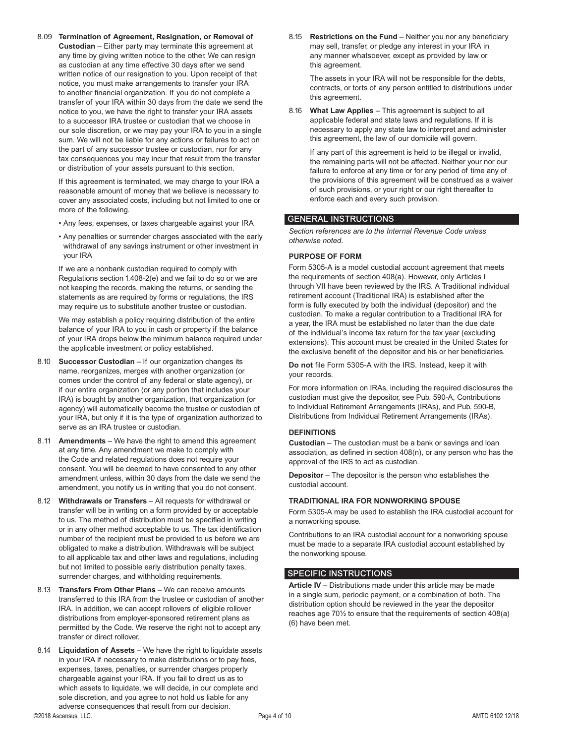8.09 **Termination of Agreement, Resignation, or Removal of Custodian** – Either party may terminate this agreement at any time by giving written notice to the other. We can resign as custodian at any time effective 30 days after we send written notice of our resignation to you. Upon receipt of that notice, you must make arrangements to transfer your IRA to another financial organization. If you do not complete a transfer of your IRA within 30 days from the date we send the notice to you, we have the right to transfer your IRA assets to a successor IRA trustee or custodian that we choose in our sole discretion, or we may pay your IRA to you in a single sum. We will not be liable for any actions or failures to act on the part of any successor trustee or custodian, nor for any tax consequences you may incur that result from the transfer or distribution of your assets pursuant to this section.

If this agreement is terminated, we may charge to your IRA a reasonable amount of money that we believe is necessary to cover any associated costs, including but not limited to one or more of the following.

- Any fees, expenses, or taxes chargeable against your IRA
- Any penalties or surrender charges associated with the early withdrawal of any savings instrument or other investment in your IRA

If we are a nonbank custodian required to comply with Regulations section 1.408-2(e) and we fail to do so or we are not keeping the records, making the returns, or sending the statements as are required by forms or regulations, the IRS may require us to substitute another trustee or custodian.

We may establish a policy requiring distribution of the entire balance of your IRA to you in cash or property if the balance of your IRA drops below the minimum balance required under the applicable investment or policy established.

8.10 **Successor Custodian** – If our organization changes its name, reorganizes, merges with another organization (or comes under the control of any federal or state agency), or if our entire organization (or any portion that includes your IRA) is bought by another organization, that organization (or agency) will automatically become the trustee or custodian of your IRA, but only if it is the type of organization authorized to serve as an IRA trustee or custodian.

8.11 **Amendments** – We have the right to amend this agreement at any time. Any amendment we make to comply with the Code and related regulations does not require your consent. You will be deemed to have consented to any other amendment unless, within 30 days from the date we send the amendment, you notify us in writing that you do not consent.

8.12 **Withdrawals or Transfers** – All requests for withdrawal or transfer will be in writing on a form provided by or acceptable to us. The method of distribution must be specified in writing or in any other method acceptable to us. The tax identification number of the recipient must be provided to us before we are obligated to make a distribution. Withdrawals will be subject to all applicable tax and other laws and regulations, including but not limited to possible early distribution penalty taxes, surrender charges, and withholding requirements.

8.13 **Transfers From Other Plans** – We can receive amounts transferred to this IRA from the trustee or custodian of another IRA. In addition, we can accept rollovers of eligible rollover distributions from employer-sponsored retirement plans as permitted by the Code. We reserve the right not to accept any transfer or direct rollover.

8.14 **Liquidation of Assets** – We have the right to liquidate assets in your IRA if necessary to make distributions or to pay fees, expenses, taxes, penalties, or surrender charges properly chargeable against your IRA. If you fail to direct us as to which assets to liquidate, we will decide, in our complete and sole discretion, and you agree to not hold us liable for any adverse consequences that result from our decision.

8.15 **Restrictions on the Fund** – Neither you nor any beneficiary may sell, transfer, or pledge any interest in your IRA in any manner whatsoever, except as provided by law or this agreement.

The assets in your IRA will not be responsible for the debts, contracts, or torts of any person entitled to distributions under this agreement.

8.16 **What Law Applies** – This agreement is subject to all applicable federal and state laws and regulations. If it is necessary to apply any state law to interpret and administer this agreement, the law of our domicile will govern.

If any part of this agreement is held to be illegal or invalid, the remaining parts will not be affected. Neither your nor our failure to enforce at any time or for any period of time any of the provisions of this agreement will be construed as a waiver of such provisions, or your right or our right thereafter to enforce each and every such provision.

## GENERAL INSTRUCTIONS

*Section references are to the Internal Revenue Code unless otherwise noted.*

### PURPOSE OF FORM

Form 5305-A is a model custodial account agreement that meets the requirements of section 408(a). However, only Articles I through VII have been reviewed by the IRS. A Traditional individual retirement account (Traditional IRA) is established after the form is fully executed by both the individual (depositor) and the custodian. To make a regular contribution to a Traditional IRA for a year, the IRA must be established no later than the due date of the individual's income tax return for the tax year (excluding extensions). This account must be created in the United States for the exclusive benefit of the depositor and his or her beneficiaries.

**Do not** file Form 5305-A with the IRS. Instead, keep it with your records.

For more information on IRAs, including the required disclosures the custodian must give the depositor, see Pub. 590-A, Contributions to Individual Retirement Arrangements (IRAs), and Pub. 590-B, Distributions from Individual Retirement Arrangements (IRAs).

### DEFINITIONS

**Custodian** – The custodian must be a bank or savings and loan association, as defined in section 408(n), or any person who has the approval of the IRS to act as custodian.

**Depositor** – The depositor is the person who establishes the custodial account.

### TRADITIONAL IRA FOR NONWORKING SPOUSE

Form 5305-A may be used to establish the IRA custodial account for a nonworking spouse.

Contributions to an IRA custodial account for a nonworking spouse must be made to a separate IRA custodial account established by the nonworking spouse.

## SPECIFIC INSTRUCTIONS

**Article IV** – Distributions made under this article may be made in a single sum, periodic payment, or a combination of both. The distribution option should be reviewed in the year the depositor reaches age 70½ to ensure that the requirements of section 408(a)(6) have been met.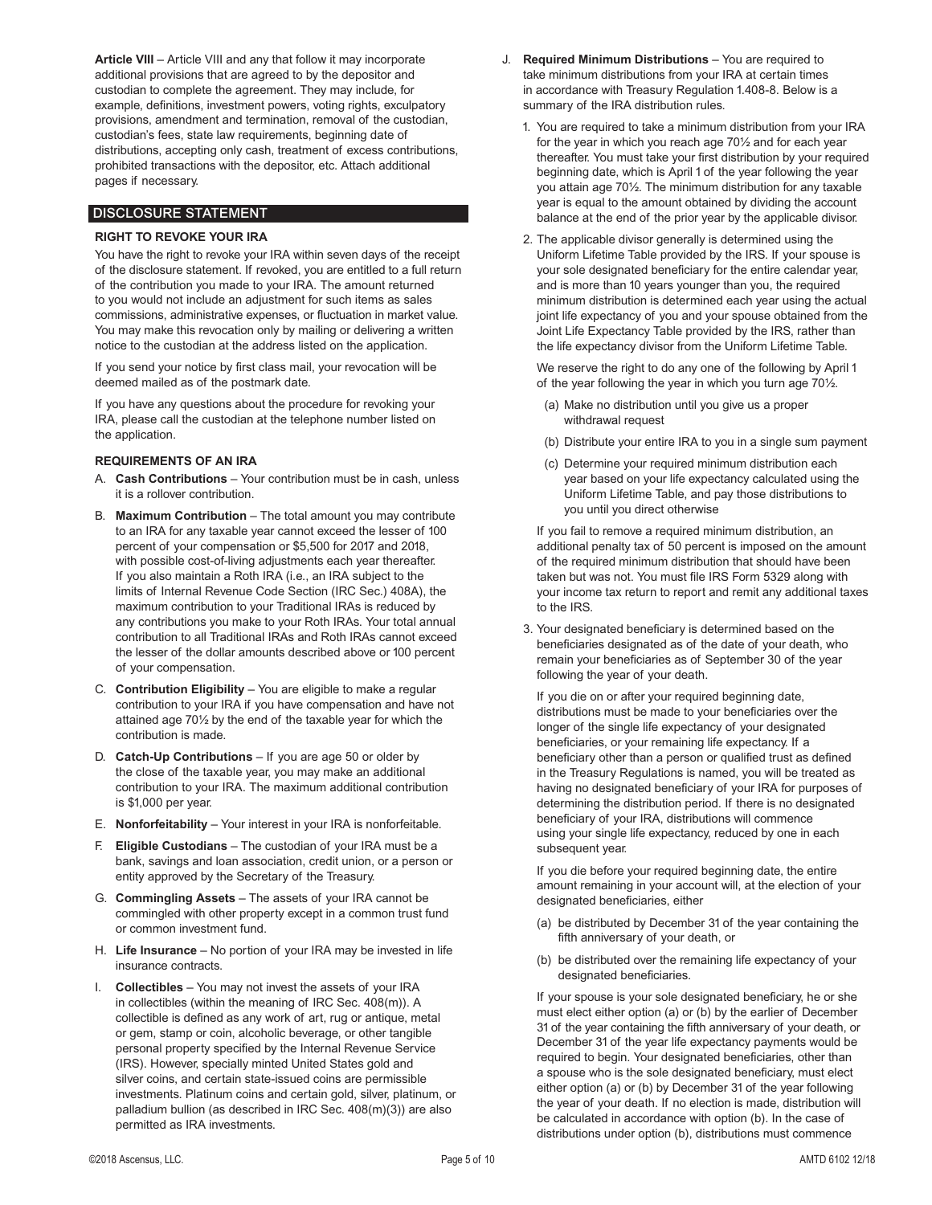**Article VIII** – Article VIII and any that follow it may incorporate additional provisions that are agreed to by the depositor and custodian to complete the agreement. They may include, for example, definitions, investment powers, voting rights, exculpatory provisions, amendment and termination, removal of the custodian, custodian's fees, state law requirements, beginning date of distributions, accepting only cash, treatment of excess contributions, prohibited transactions with the depositor, etc. Attach additional pages if necessary.

## DISCLOSURE STATEMENT

### RIGHT TO REVOKE YOUR IRA

You have the right to revoke your IRA within seven days of the receipt of the disclosure statement. If revoked, you are entitled to a full return of the contribution you made to your IRA. The amount returned to you would not include an adjustment for such items as sales commissions, administrative expenses, or fluctuation in market value. You may make this revocation only by mailing or delivering a written notice to the custodian at the address listed on the application.

If you send your notice by first class mail, your revocation will be deemed mailed as of the postmark date.

If you have any questions about the procedure for revoking your IRA, please call the custodian at the telephone number listed on the application.

### REQUIREMENTS OF AN IRA

A. **Cash Contributions** – Your contribution must be in cash, unless it is a rollover contribution.

B. **Maximum Contribution** – The total amount you may contribute to an IRA for any taxable year cannot exceed the lesser of 100 percent of your compensation or $5,500 for 2017 and 2018, with possible cost-of-living adjustments each year thereafter. If you also maintain a Roth IRA (i.e., an IRA subject to the limits of Internal Revenue Code Section (IRC Sec.) 408A), the maximum contribution to your Traditional IRAs is reduced by any contributions you make to your Roth IRAs. Your total annual contribution to all Traditional IRAs and Roth IRAs cannot exceed the lesser of the dollar amounts described above or 100 percent of your compensation.

C. **Contribution Eligibility** – You are eligible to make a regular contribution to your IRA if you have compensation and have not attained age 70½ by the end of the taxable year for which the contribution is made.

D. **Catch-Up Contributions** – If you are age 50 or older by the close of the taxable year, you may make an additional contribution to your IRA. The maximum additional contribution is $1,000 per year.

E. **Nonforfeitability** – Your interest in your IRA is nonforfeitable.

F. **Eligible Custodians** – The custodian of your IRA must be a bank, savings and loan association, credit union, or a person or entity approved by the Secretary of the Treasury.

G. **Commingling Assets** – The assets of your IRA cannot be commingled with other property except in a common trust fund or common investment fund.

H. **Life Insurance** – No portion of your IRA may be invested in life insurance contracts.

I. **Collectibles** – You may not invest the assets of your IRA in collectibles (within the meaning of IRC Sec. 408(m)). A collectible is defined as any work of art, rug or antique, metal or gem, stamp or coin, alcoholic beverage, or other tangible personal property specified by the Internal Revenue Service (IRS). However, specially minted United States gold and silver coins, and certain state-issued coins are permissible investments. Platinum coins and certain gold, silver, platinum, or palladium bullion (as described in IRC Sec. 408(m)(3)) are also permitted as IRA investments.

J. **Required Minimum Distributions** – You are required to take minimum distributions from your IRA at certain times in accordance with Treasury Regulation 1.408-8. Below is a summary of the IRA distribution rules.

1. You are required to take a minimum distribution from your IRA for the year in which you reach age 70½ and for each year thereafter. You must take your first distribution by your required beginning date, which is April 1 of the year following the year you attain age 70½. The minimum distribution for any taxable year is equal to the amount obtained by dividing the account balance at the end of the prior year by the applicable divisor.

2. The applicable divisor generally is determined using the Uniform Lifetime Table provided by the IRS. If your spouse is your sole designated beneficiary for the entire calendar year, and is more than 10 years younger than you, the required minimum distribution each year is determined using the actual joint life expectancy of you and your spouse obtained from the Joint Life Expectancy Table provided by the IRS, rather than the life expectancy divisor from the Uniform Lifetime Table.

   We reserve the right to do any one of the following by April 1 of the year following the year in which you turn age 70½.

   (a) Make no distribution until you give us a proper withdrawal request

   (b) Distribute your entire IRA to you in a single sum payment

   (c) Determine your required minimum distribution each year based on your life expectancy calculated using the Uniform Lifetime Table, and pay those distributions to you until you direct otherwise

   If you fail to remove a required minimum distribution, an additional penalty tax of 50 percent is imposed on the amount of the required minimum distribution that should have been taken but was not. You must file IRS Form 5329 along with your income tax return to report and remit any additional taxes to the IRS.

3. Your designated beneficiary is determined based on the beneficiaries designated as of the date of your death, who remain your beneficiaries as of September 30 of the year following the year of your death.

   If you die on or after your required beginning date, distributions must be made to your beneficiaries over the longer of the single life expectancy of your designated beneficiaries, or your remaining life expectancy. If a beneficiary other than a person or qualified trust as defined in the Treasury Regulations is named, you will be treated as having no designated beneficiary of your IRA for purposes of determining the distribution period. If there is no designated beneficiary of your IRA, distributions will commence using your single life expectancy, reduced by one in each subsequent year.

   If you die before your required beginning date, the entire amount remaining in your account will, at the election of your designated beneficiaries, either

   (a) be distributed by December 31 of the year containing the fifth anniversary of your death, or

   (b) be distributed over the remaining life expectancy of your designated beneficiaries.

   If your spouse is your sole designated beneficiary, he or she must elect either option (a) or (b) by the earlier of December 31 of the year containing the fifth anniversary of your death, or December 31 of the year life expectancy payments would be required to begin. Your designated beneficiaries, other than a spouse who is the sole designated beneficiary, must elect either option (a) or (b) by December 31 of the year following the year of your death. If no election is made, distribution will be calculated in accordance with option (b). In the case of distributions under option (b), distributions must commence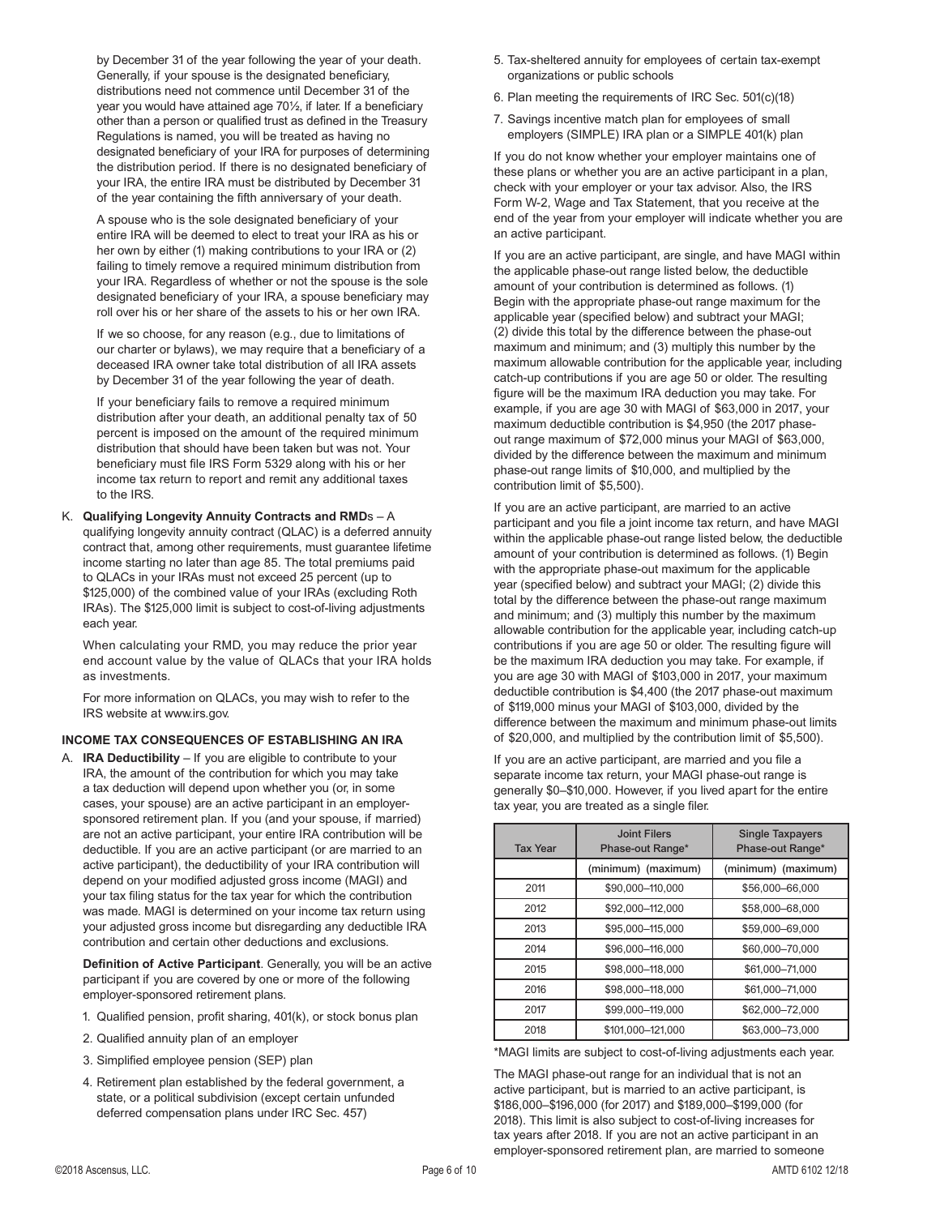by December 31 of the year following the year of your death. Generally, if your spouse is the designated beneficiary, distributions need not commence until December 31 of the year you would have attained age 70½, if later. If a beneficiary other than a person or qualified trust as defined in the Treasury Regulations is named, you will be treated as having no designated beneficiary of your IRA for purposes of determining the distribution period. If there is no designated beneficiary of your IRA, the entire IRA must be distributed by December 31 of the year containing the fifth anniversary of your death.

A spouse who is the sole designated beneficiary of your entire IRA will be deemed to elect to treat your IRA as his or her own by either (1) making contributions to your IRA or (2) failing to timely remove a required minimum distribution from your IRA. Regardless of whether or not the spouse is the sole designated beneficiary of your IRA, a spouse beneficiary may roll over his or her share of the assets to his or her own IRA.

If we so choose, for any reason (e.g., due to limitations of our charter or bylaws), we may require that a beneficiary of a deceased IRA owner take total distribution of all IRA assets by December 31 of the year following the year of death.

If your beneficiary fails to remove a required minimum distribution after your death, an additional penalty tax of 50 percent is imposed on the amount of the required minimum distribution that should have been taken but was not. Your beneficiary must file IRS Form 5329 along with his or her income tax return to report and remit any additional taxes to the IRS.

K. **Qualifying Longevity Annuity Contracts and RMDs** – A qualifying longevity annuity contract (QLAC) is a deferred annuity contract that, among other requirements, must guarantee lifetime income starting no later than age 85. The total premiums paid to QLACs in your IRAs must not exceed 25 percent (up to $125,000) of the combined value of your IRAs (excluding Roth IRAs). The $125,000 limit is subject to cost-of-living adjustments each year.

   When calculating your RMD, you may reduce the prior year end account value by the value of QLACs that your IRA holds as investments.

   For more information on QLACs, you may wish to refer to the IRS website at www.irs.gov.

## INCOME TAX CONSEQUENCES OF ESTABLISHING AN IRA

A. **IRA Deductibility** – If you are eligible to contribute to your IRA, the amount of the contribution for which you may take a tax deduction will depend upon whether you (or, in some cases, your spouse) are an active participant in an employer-sponsored retirement plan. If you (and your spouse, if married) are not an active participant, your entire IRA contribution will be deductible. If you are an active participant (or are married to an active participant), the deductibility of your IRA contribution will depend on your modified adjusted gross income (MAGI) and your tax filing status for the tax year for which the contribution was made. MAGI is determined on your income tax return using your adjusted gross income but disregarding any deductible IRA contribution and certain other deductions and exclusions.

   **Definition of Active Participant**. Generally, you will be an active participant if you are covered by one or more of the following employer-sponsored retirement plans.

   1. Qualified pension, profit sharing, 401(k), or stock bonus plan
   2. Qualified annuity plan of an employer
   3. Simplified employee pension (SEP) plan
   4. Retirement plan established by the federal government, a state, or a political subdivision (except certain unfunded deferred compensation plans under IRC Sec. 457)
   5. Tax-sheltered annuity for employees of certain tax-exempt organizations or public schools
   6. Plan meeting the requirements of IRC Sec. 501(c)(18)
   7. Savings incentive match plan for employees of small employers (SIMPLE) IRA plan or a SIMPLE 401(k) plan

   If you do not know whether your employer maintains one of these plans or whether you are an active participant in a plan, check with your employer or your tax advisor. Also, the IRS Form W-2, Wage and Tax Statement, that you receive at the end of the year from your employer will indicate whether you are an active participant.

   If you are an active participant, are single, and have MAGI within the applicable phase-out range listed below, the deductible amount of your contribution is determined as follows. (1) Begin with the appropriate phase-out range maximum for the applicable year (specified below) and subtract your MAGI; (2) divide this total by the difference between the phase-out maximum and minimum; and (3) multiply this number by the maximum allowable contribution for the applicable year, including catch-up contributions if you are age 50 or older. The resulting figure will be the maximum IRA deduction you may take. For example, if you are age 30 with MAGI of $63,000 in 2017, your maximum deductible contribution is $4,950 (the 2017 phase-out range maximum of $72,000 minus your MAGI of $63,000, divided by the difference between the maximum and minimum phase-out range limits of $10,000, and multiplied by the contribution limit of $5,500).

   If you are an active participant, are married to an active participant and you file a joint income tax return, and have MAGI within the applicable phase-out range listed below, the deductible amount of your contribution is determined as follows. (1) Begin with the appropriate phase-out maximum for the applicable year (specified below) and subtract your MAGI; (2) divide this total by the difference between the phase-out range maximum and minimum; and (3) multiply this number by the maximum allowable contribution for the applicable year, including catch-up contributions if you are age 50 or older. The resulting figure will be the maximum IRA deduction you may take. For example, if you are age 30 with MAGI of $103,000 in 2017, your maximum deductible contribution is $4,400 (the 2017 phase-out maximum of $119,000 minus your MAGI of $103,000, divided by the difference between the maximum and minimum phase-out limits of $20,000, and multiplied by the contribution limit of $5,500).

   If you are an active participant, are married and you file a separate income tax return, your MAGI phase-out range is generally $0–$10,000. However, if you lived apart for the entire tax year, you are treated as a single filer.

| Tax Year | Joint Filers Phase-out Range* | Single Taxpayers Phase-out Range* |
|---|---|---|
| | (minimum) (maximum) | (minimum) (maximum) |
| 2011 | $90,000–110,000 | $56,000–66,000 |
| 2012 | $92,000–112,000 | $58,000–68,000 |
| 2013 | $95,000–115,000 | $59,000–69,000 |
| 2014 | $96,000–116,000 | $60,000–70,000 |
| 2015 | $98,000–118,000 | $61,000–71,000 |
| 2016 | $98,000–118,000 | $61,000–71,000 |
| 2017 | $99,000–119,000 | $62,000–72,000 |
| 2018 | $101,000–121,000 | $63,000–73,000 |

   *MAGI limits are subject to cost-of-living adjustments each year.

   The MAGI phase-out range for an individual that is not an active participant, but is married to an active participant, is $186,000–$196,000 (for 2017) and $189,000–$199,000 (for 2018). This limit is also subject to cost-of-living increases for tax years after 2018. If you are not an active participant in an employer-sponsored retirement plan, are married to someone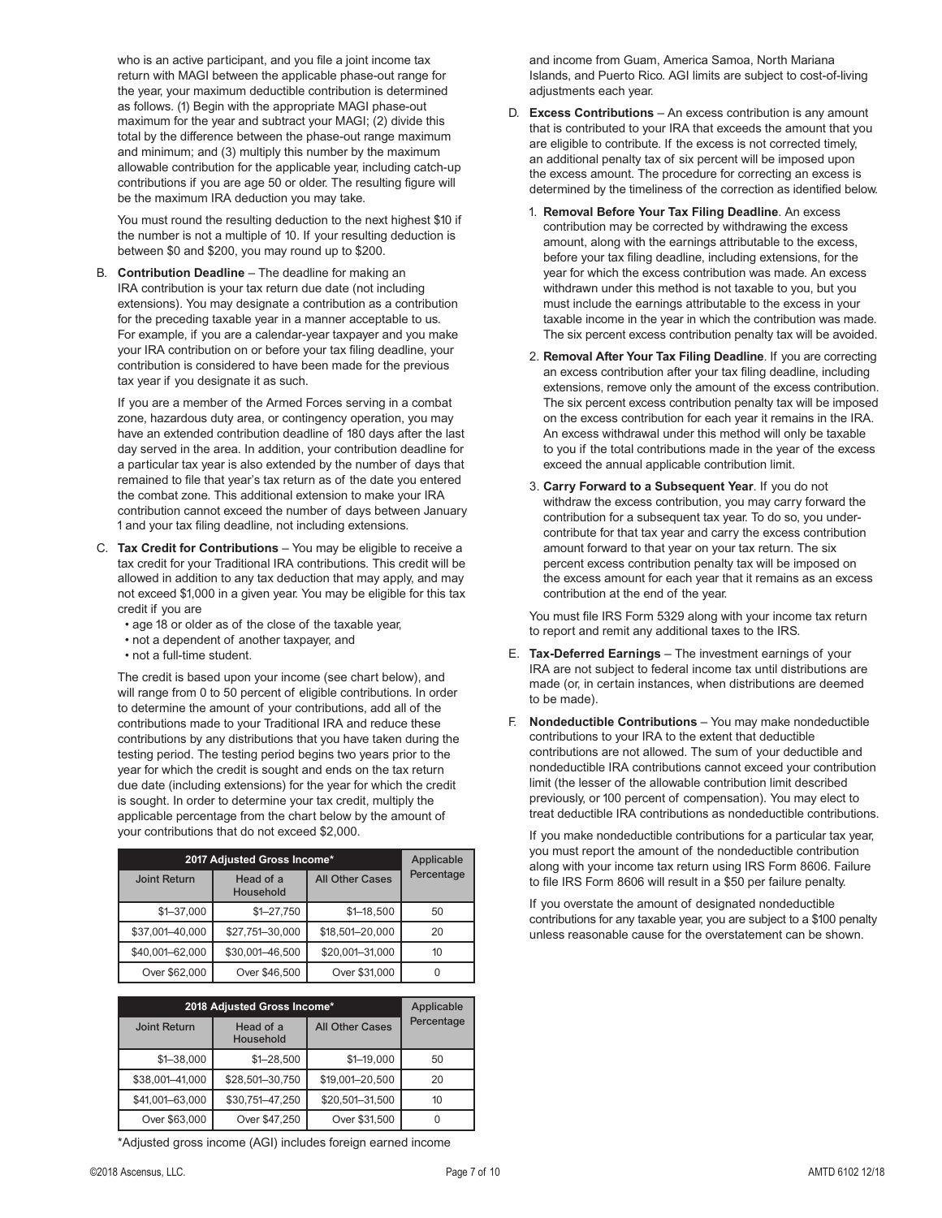who is an active participant, and you file a joint income tax return with MAGI between the applicable phase-out range for the year, your maximum deductible contribution is determined as follows. (1) Begin with the appropriate MAGI phase-out maximum for the year and subtract your MAGI; (2) divide this total by the difference between the phase-out range maximum and minimum; and (3) multiply this number by the maximum allowable contribution for the applicable year, including catch-up contributions if you are age 50 or older. The resulting figure will be the maximum IRA deduction you may take.

You must round the resulting deduction to the next highest $10 if the number is not a multiple of 10. If your resulting deduction is between $0 and $200, you may round up to $200.

B. **Contribution Deadline** – The deadline for making an IRA contribution is your tax return due date (not including extensions). You may designate a contribution as a contribution for the preceding taxable year in a manner acceptable to us. For example, if you are a calendar-year taxpayer and you make your IRA contribution on or before your tax filing deadline, your contribution is considered to have been made for the previous tax year if you designate it as such.

   If you are a member of the Armed Forces serving in a combat zone, hazardous duty area, or contingency operation, you may have an extended contribution deadline of 180 days after the last day served in the area. In addition, your contribution deadline for a particular tax year is also extended by the number of days that remained to file that year's tax return as of the date you entered the combat zone. This additional extension to make your IRA contribution cannot exceed the number of days between January 1 and your tax filing deadline, not including extensions.

C. **Tax Credit for Contributions** – You may be eligible to receive a tax credit for your Traditional IRA contributions. This credit will be allowed in addition to any tax deduction that may apply, and may not exceed $1,000 in a given year. You may be eligible for this tax credit if you are
   - age 18 or older as of the close of the taxable year,
   - not a dependent of another taxpayer, and
   - not a full-time student.

   The credit is based upon your income (see chart below), and will range from 0 to 50 percent of eligible contributions. In order to determine the amount of your contributions, add all of the contributions made to your Traditional IRA and reduce these contributions by any distributions that you have taken during the testing period. The testing period begins two years prior to the year for which the credit is sought and ends on the tax return due date (including extensions) for the year for which the credit is sought. In order to determine your tax credit, multiply the applicable percentage from the chart below by the amount of your contributions that do not exceed $2,000.

| 2017 Adjusted Gross Income* | | | Applicable Percentage |
|---|---|---|---|
| Joint Return | Head of a Household | All Other Cases | |
| $1–37,000 | $1–27,750 | $1–18,500 | 50 |
| $37,001–40,000 | $27,751–30,000 | $18,501–20,000 | 20 |
| $40,001–62,000 | $30,001–46,500 | $20,001–31,000 | 10 |
| Over $62,000 | Over $46,500 | Over $31,000 | 0 |

| 2018 Adjusted Gross Income* | | | Applicable Percentage |
|---|---|---|---|
| Joint Return | Head of a Household | All Other Cases | |
| $1–38,000 | $1–28,500 | $1–19,000 | 50 |
| $38,001–41,000 | $28,501–30,750 | $19,001–20,500 | 20 |
| $41,001–63,000 | $30,751–47,250 | $20,501–31,500 | 10 |
| Over $63,000 | Over $47,250 | Over $31,500 | 0 |

*Adjusted gross income (AGI) includes foreign earned income and income from Guam, America Samoa, North Mariana Islands, and Puerto Rico. AGI limits are subject to cost-of-living adjustments each year.

D. **Excess Contributions** – An excess contribution is any amount that is contributed to your IRA that exceeds the amount that you are eligible to contribute. If the excess is not corrected timely, an additional penalty tax of six percent will be imposed upon the excess amount. The procedure for correcting an excess is determined by the timeliness of the correction as identified below.

   1. **Removal Before Your Tax Filing Deadline**. An excess contribution may be corrected by withdrawing the excess amount, along with the earnings attributable to the excess, before your tax filing deadline, including extensions, for the year for which the excess contribution was made. An excess withdrawn under this method is not taxable to you, but you must include the earnings attributable to the excess in your taxable income in the year in which the contribution was made. The six percent excess contribution penalty tax will be avoided.
   2. **Removal After Your Tax Filing Deadline**. If you are correcting an excess contribution after your tax filing deadline, including extensions, remove only the amount of the excess contribution. The six percent excess contribution penalty tax will be imposed on the excess contribution for each year it remains in the IRA. An excess withdrawal under this method will only be taxable to you if the total contributions made in the year of the excess exceed the annual applicable contribution limit.
   3. **Carry Forward to a Subsequent Year**. If you do not withdraw the excess contribution, you may carry forward the contribution for a subsequent tax year. To do so, you under-contribute for that tax year and carry the excess contribution amount forward to that year on your tax return. The six percent excess contribution penalty tax will be imposed on the excess amount for each year that it remains as an excess contribution at the end of the year.

   You must file IRS Form 5329 along with your income tax return to report and remit any additional taxes to the IRS.

E. **Tax-Deferred Earnings** – The investment earnings of your IRA are not subject to federal income tax until distributions are made (or, in certain instances, when distributions are deemed to be made).

F. **Nondeductible Contributions** – You may make nondeductible contributions to your IRA to the extent that deductible contributions are not allowed. The sum of your deductible and nondeductible IRA contributions cannot exceed your contribution limit (the lesser of the allowable contribution limit described previously, or 100 percent of compensation). You may elect to treat deductible IRA contributions as nondeductible contributions.

   If you make nondeductible contributions for a particular tax year, you must report the amount of the nondeductible contribution along with your income tax return using IRS Form 8606. Failure to file IRS Form 8606 will result in a $50 per failure penalty.

   If you overstate the amount of designated nondeductible contributions for any taxable year, you are subject to a $100 penalty unless reasonable cause for the overstatement can be shown.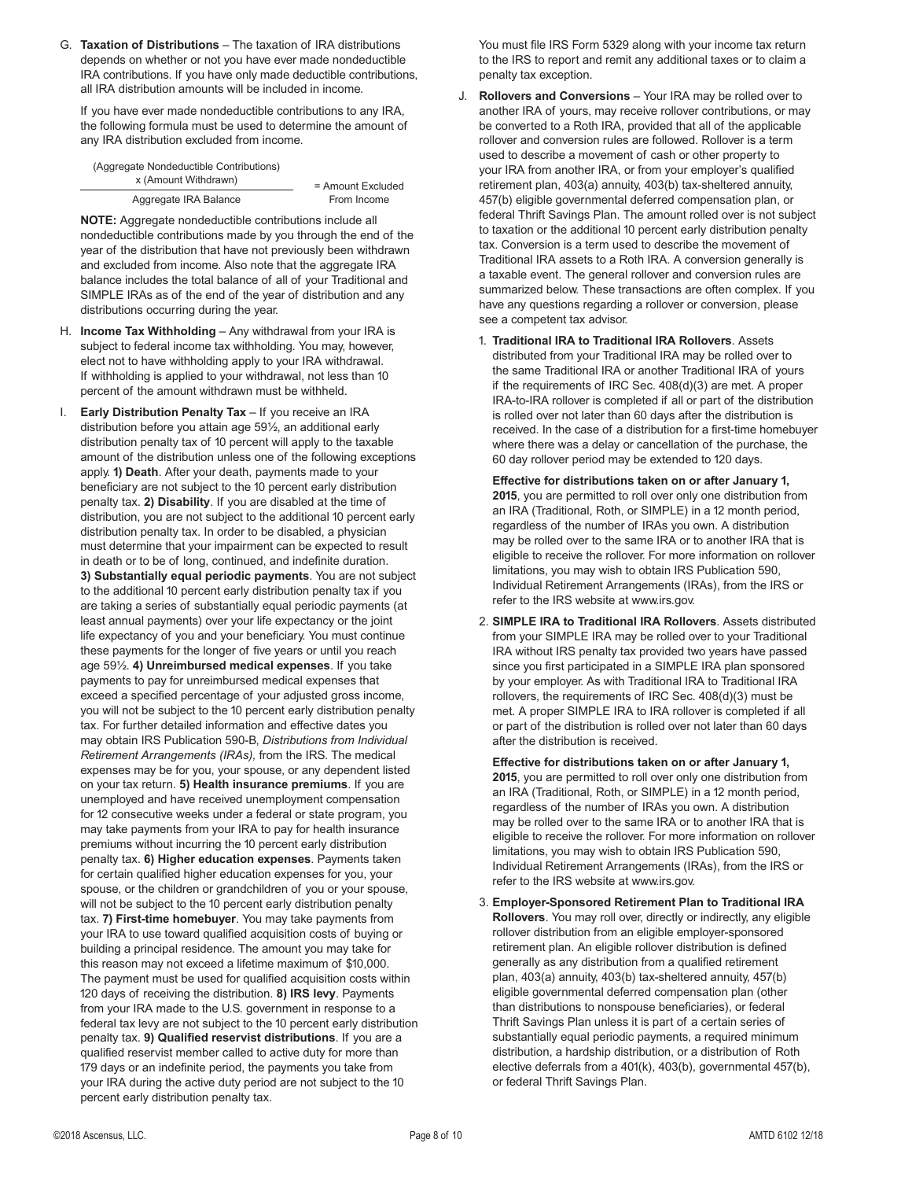G. **Taxation of Distributions** – The taxation of IRA distributions depends on whether or not you have ever made nondeductible IRA contributions. If you have only made deductible contributions, all IRA distribution amounts will be included in income.

If you have ever made nondeductible contributions to any IRA, the following formula must be used to determine the amount of any IRA distribution excluded from income.

$$\frac{\text{(Aggregate Nondeductible Contributions)} \times \text{(Amount Withdrawn)}}{\text{Aggregate IRA Balance}} = \text{Amount Excluded From Income}$$

**NOTE:** Aggregate nondeductible contributions include all nondeductible contributions made by you through the end of the year of the distribution that have not previously been withdrawn and excluded from income. Also note that the aggregate IRA balance includes the total balance of all of your Traditional and SIMPLE IRAs as of the end of the year of distribution and any distributions occurring during the year.

H. **Income Tax Withholding** – Any withdrawal from your IRA is subject to federal income tax withholding. You may, however, elect not to have withholding apply to your IRA withdrawal. If withholding is applied to your withdrawal, not less than 10 percent of the amount withdrawn must be withheld.

I. **Early Distribution Penalty Tax** – If you receive an IRA distribution before you attain age 59½, an additional early distribution penalty tax of 10 percent will apply to the taxable amount of the distribution unless one of the following exceptions apply. **1) Death**. After your death, payments made to your beneficiary are not subject to the 10 percent early distribution penalty tax. **2) Disability**. If you are disabled at the time of distribution, you are not subject to the additional 10 percent early distribution penalty tax. In order to be disabled, a physician must determine that your impairment can be expected to result in death or to be of long, continued, and indefinite duration. **3) Substantially equal periodic payments**. You are not subject to the additional 10 percent early distribution penalty tax if you are taking a series of substantially equal periodic payments (at least annual payments) over your life expectancy or the joint life expectancy of you and your beneficiary. You must continue these payments for the longer of five years or until you reach age 59½. **4) Unreimbursed medical expenses**. If you take payments to pay for unreimbursed medical expenses that exceed a specified percentage of your adjusted gross income, you will not be subject to the 10 percent early distribution penalty tax. For further detailed information and effective dates you may obtain IRS Publication 590-B, *Distributions from Individual Retirement Arrangements (IRAs)*, from the IRS. The medical expenses may be for you, your spouse, or any dependent listed on your tax return. **5) Health insurance premiums**. If you are unemployed and have received unemployment compensation for 12 consecutive weeks under a federal or state program, you may take payments from your IRA to pay for health insurance premiums without incurring the 10 percent early distribution penalty tax. **6) Higher education expenses**. Payments taken for certain qualified higher education expenses for you, your spouse, or the children or grandchildren of you or your spouse, will not be subject to the 10 percent early distribution penalty tax. **7) First-time homebuyer**. You may take payments from your IRA to use toward qualified acquisition costs of buying or building a principal residence. The amount you may take for this reason may not exceed a lifetime maximum of $10,000. The payment must be used for qualified acquisition costs within 120 days of receiving the distribution. **8) IRS levy**. Payments from your IRA made to the U.S. government in response to a federal tax levy are not subject to the 10 percent early distribution penalty tax. **9) Qualified reservist distributions**. If you are a qualified reservist member called to active duty for more than 179 days or an indefinite period, the payments you take from your IRA during the active duty period are not subject to the 10 percent early distribution penalty tax.

You must file IRS Form 5329 along with your income tax return to the IRS to report and remit any additional taxes or to claim a penalty tax exception.

J. **Rollovers and Conversions** – Your IRA may be rolled over to another IRA of yours, may receive rollover contributions, or may be converted to a Roth IRA, provided that all of the applicable rollover and conversion rules are followed. Rollover is a term used to describe a movement of cash or other property to your IRA from another IRA, or from your employer's qualified retirement plan, 403(a) annuity, 403(b) tax-sheltered annuity, 457(b) eligible governmental deferred compensation plan, or federal Thrift Savings Plan. The amount rolled over is not subject to taxation or the additional 10 percent early distribution penalty tax. Conversion is a term used to describe the movement of Traditional IRA assets to a Roth IRA. A conversion generally is a taxable event. The general rollover and conversion rules are summarized below. These transactions are often complex. If you have any questions regarding a rollover or conversion, please see a competent tax advisor.

1. **Traditional IRA to Traditional IRA Rollovers**. Assets distributed from your Traditional IRA may be rolled over to the same Traditional IRA or another Traditional IRA of yours if the requirements of IRC Sec. 408(d)(3) are met. A proper IRA-to-IRA rollover is completed if all or part of the distribution is rolled over not later than 60 days after the distribution is received. In the case of a distribution for a first-time homebuyer where there was a delay or cancellation of the purchase, the 60 day rollover period may be extended to 120 days.

   **Effective for distributions taken on or after January 1, 2015**, you are permitted to roll over only one distribution from an IRA (Traditional, Roth, or SIMPLE) in a 12 month period, regardless of the number of IRAs you own. A distribution may be rolled over to the same IRA or to another IRA that is eligible to receive the rollover. For more information on rollover limitations, you may wish to obtain IRS Publication 590, Individual Retirement Arrangements (IRAs), from the IRS or refer to the IRS website at www.irs.gov.

2. **SIMPLE IRA to Traditional IRA Rollovers**. Assets distributed from your SIMPLE IRA may be rolled over to your Traditional IRA without IRS penalty tax provided two years have passed since you first participated in a SIMPLE IRA plan sponsored by your employer. As with Traditional IRA to Traditional IRA rollovers, the requirements of IRC Sec. 408(d)(3) must be met. A proper SIMPLE IRA to IRA rollover is completed if all or part of the distribution is rolled over not later than 60 days after the distribution is received.

   **Effective for distributions taken on or after January 1, 2015**, you are permitted to roll over only one distribution from an IRA (Traditional, Roth, or SIMPLE) in a 12 month period, regardless of the number of IRAs you own. A distribution may be rolled over to the same IRA or to another IRA that is eligible to receive the rollover. For more information on rollover limitations, you may wish to obtain IRS Publication 590, Individual Retirement Arrangements (IRAs), from the IRS or refer to the IRS website at www.irs.gov.

3. **Employer-Sponsored Retirement Plan to Traditional IRA Rollovers**. You may roll over, directly or indirectly, any eligible rollover distribution from an eligible employer-sponsored retirement plan. An eligible rollover distribution is defined generally as any distribution from a qualified retirement plan, 403(a) annuity, 403(b) tax-sheltered annuity, 457(b) eligible governmental deferred compensation plan (other than distributions to nonspouse beneficiaries), or federal Thrift Savings Plan unless it is part of a certain series of substantially equal periodic payments, a required minimum distribution, a hardship distribution, or a distribution of Roth elective deferrals from a 401(k), 403(b), governmental 457(b), or federal Thrift Savings Plan.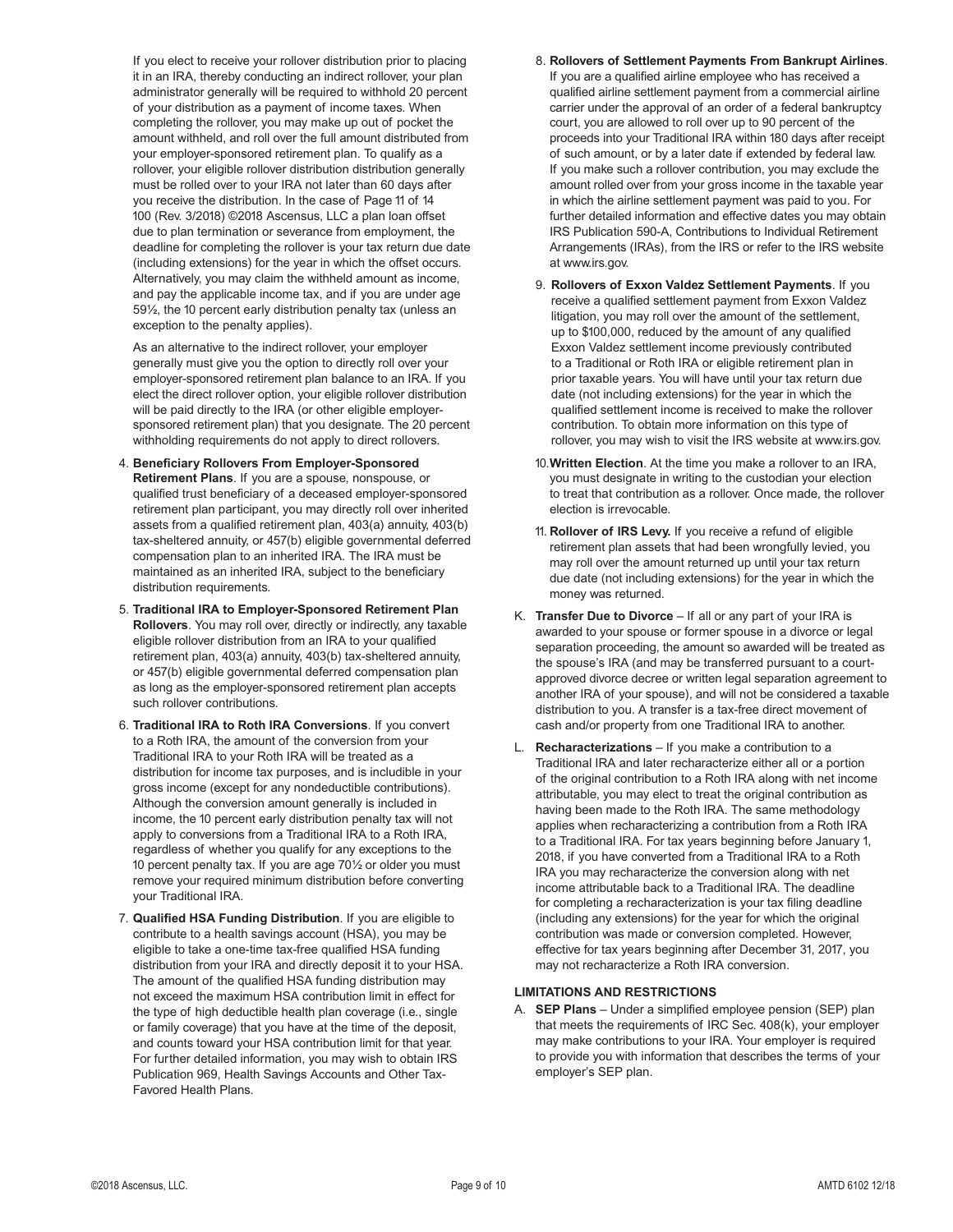If you elect to receive your rollover distribution prior to placing it in an IRA, thereby conducting an indirect rollover, your plan administrator generally will be required to withhold 20 percent of your distribution as a payment of income taxes. When completing the rollover, you may make up out of pocket the amount withheld, and roll over the full amount distributed from your employer-sponsored retirement plan. To qualify as a rollover, your eligible rollover distribution distribution generally must be rolled over to your IRA not later than 60 days after you receive the distribution. In the case of Page 11 of 14 100 (Rev. 3/2018) ©2018 Ascensus, LLC a plan loan offset due to plan termination or severance from employment, the deadline for completing the rollover is your tax return due date (including extensions) for the year in which the offset occurs. Alternatively, you may claim the withheld amount as income, and pay the applicable income tax, and if you are under age 59½, the 10 percent early distribution penalty tax (unless an exception to the penalty applies).

As an alternative to the indirect rollover, your employer generally must give you the option to directly roll over your employer-sponsored retirement plan balance to an IRA. If you elect the direct rollover option, your eligible rollover distribution will be paid directly to the IRA (or other eligible employer-sponsored retirement plan) that you designate. The 20 percent withholding requirements do not apply to direct rollovers.

4. **Beneficiary Rollovers From Employer-Sponsored Retirement Plans**. If you are a spouse, nonspouse, or qualified trust beneficiary of a deceased employer-sponsored retirement plan participant, you may directly roll over inherited assets from a qualified retirement plan, 403(a) annuity, 403(b) tax-sheltered annuity, or 457(b) eligible governmental deferred compensation plan to an inherited IRA. The IRA must be maintained as an inherited IRA, subject to the beneficiary distribution requirements.
5. **Traditional IRA to Employer-Sponsored Retirement Plan Rollovers**. You may roll over, directly or indirectly, any taxable eligible rollover distribution from an IRA to your qualified retirement plan, 403(a) annuity, 403(b) tax-sheltered annuity, or 457(b) eligible governmental deferred compensation plan as long as the employer-sponsored retirement plan accepts such rollover contributions.
6. **Traditional IRA to Roth IRA Conversions**. If you convert to a Roth IRA, the amount of the conversion from your Traditional IRA to your Roth IRA will be treated as a distribution for income tax purposes, and is includible in your gross income (except for any nondeductible contributions). Although the conversion amount generally is included in income, the 10 percent early distribution penalty tax will not apply to conversions from a Traditional IRA to a Roth IRA, regardless of whether you qualify for any exceptions to the 10 percent penalty tax. If you are age 70½ or older you must remove your required minimum distribution before converting your Traditional IRA.
7. **Qualified HSA Funding Distribution**. If you are eligible to contribute to a health savings account (HSA), you may be eligible to take a one-time tax-free qualified HSA funding distribution from your IRA and directly deposit it to your HSA. The amount of the qualified HSA funding distribution may not exceed the maximum HSA contribution limit in effect for the type of high deductible health plan coverage (i.e., single or family coverage) that you have at the time of the deposit, and counts toward your HSA contribution limit for that year. For further detailed information, you may wish to obtain IRS Publication 969, Health Savings Accounts and Other Tax-Favored Health Plans.
8. **Rollovers of Settlement Payments From Bankrupt Airlines**. If you are a qualified airline employee who has received a qualified airline settlement payment from a commercial airline carrier under the approval of an order of a federal bankruptcy court, you are allowed to roll over up to 90 percent of the proceeds into your Traditional IRA within 180 days after receipt of such amount, or by a later date if extended by federal law. If you make such a rollover contribution, you may exclude the amount rolled over from your gross income in the taxable year in which the airline settlement payment was paid to you. For further detailed information and effective dates you may obtain IRS Publication 590-A, Contributions to Individual Retirement Arrangements (IRAs), from the IRS or refer to the IRS website at www.irs.gov.
9. **Rollovers of Exxon Valdez Settlement Payments**. If you receive a qualified settlement payment from Exxon Valdez litigation, you may roll over the amount of the settlement, up to $100,000, reduced by the amount of any qualified Exxon Valdez settlement income previously contributed to a Traditional or Roth IRA or eligible retirement plan in prior taxable years. You will have until your tax return due date (not including extensions) for the year in which the qualified settlement income is received to make the rollover contribution. To obtain more information on this type of rollover, you may wish to visit the IRS website at www.irs.gov.
10. **Written Election**. At the time you make a rollover to an IRA, you must designate in writing to the custodian your election to treat that contribution as a rollover. Once made, the rollover election is irrevocable.
11. **Rollover of IRS Levy.** If you receive a refund of eligible retirement plan assets that had been wrongfully levied, you may roll over the amount returned up until your tax return due date (not including extensions) for the year in which the money was returned.

K. **Transfer Due to Divorce** – If all or any part of your IRA is awarded to your spouse or former spouse in a divorce or legal separation proceeding, the amount so awarded will be treated as the spouse's IRA (and may be transferred pursuant to a court-approved divorce decree or written legal separation agreement to another IRA of your spouse), and will not be considered a taxable distribution to you. A transfer is a tax-free direct movement of cash and/or property from one Traditional IRA to another.

L. **Recharacterizations** – If you make a contribution to a Traditional IRA and later recharacterize either all or a portion of the original contribution to a Roth IRA along with net income attributable, you may elect to treat the original contribution as having been made to the Roth IRA. The same methodology applies when recharacterizing a contribution from a Roth IRA to a Traditional IRA. For tax years beginning before January 1, 2018, if you have converted from a Traditional IRA to a Roth IRA you may recharacterize the conversion along with net income attributable back to a Traditional IRA. The deadline for completing a recharacterization is your tax filing deadline (including any extensions) for the year for which the original contribution was made or conversion completed. However, effective for tax years beginning after December 31, 2017, you may not recharacterize a Roth IRA conversion.

## LIMITATIONS AND RESTRICTIONS

A. **SEP Plans** – Under a simplified employee pension (SEP) plan that meets the requirements of IRC Sec. 408(k), your employer may make contributions to your IRA. Your employer is required to provide you with information that describes the terms of your employer's SEP plan.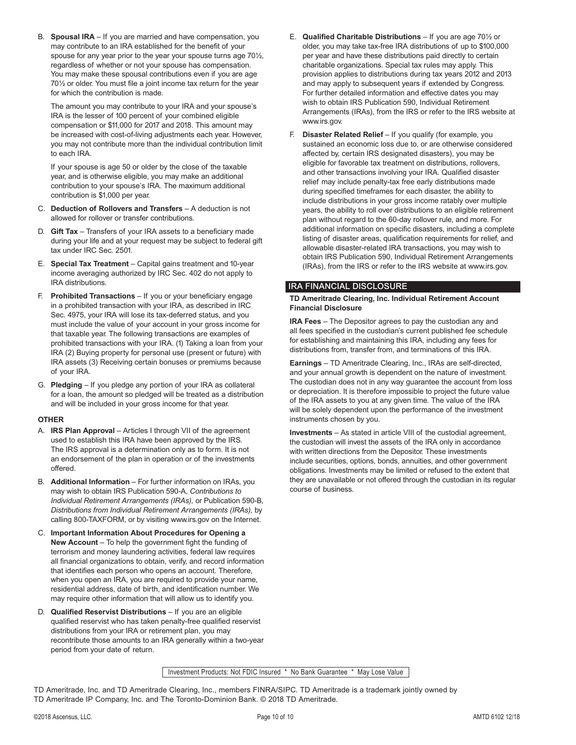B. **Spousal IRA** – If you are married and have compensation, you may contribute to an IRA established for the benefit of your spouse for any year prior to the year your spouse turns age 70½, regardless of whether or not your spouse has compensation. You may make these spousal contributions even if you are age 70½ or older. You must file a joint income tax return for the year for which the contribution is made.

The amount you may contribute to your IRA and your spouse's IRA is the lesser of 100 percent of your combined eligible compensation or $11,000 for 2017 and 2018. This amount may be increased with cost-of-living adjustments each year. However, you may not contribute more than the individual contribution limit to each IRA.

If your spouse is age 50 or older by the close of the taxable year, and is otherwise eligible, you may make an additional contribution to your spouse's IRA. The maximum additional contribution is $1,000 per year.

C. **Deduction of Rollovers and Transfers** – A deduction is not allowed for rollover or transfer contributions.

D. **Gift Tax** – Transfers of your IRA assets to a beneficiary made during your life and at your request may be subject to federal gift tax under IRC Sec. 2501.

E. **Special Tax Treatment** – Capital gains treatment and 10-year income averaging authorized by IRC Sec. 402 do not apply to IRA distributions.

F. **Prohibited Transactions** – If you or your beneficiary engage in a prohibited transaction with your IRA, as described in IRC Sec. 4975, your IRA will lose its tax-deferred status, and you must include the value of your account in your gross income for that taxable year. The following transactions are examples of prohibited transactions with your IRA. (1) Taking a loan from your IRA (2) Buying property for personal use (present or future) with IRA assets (3) Receiving certain bonuses or premiums because of your IRA.

G. **Pledging** – If you pledge any portion of your IRA as collateral for a loan, the amount so pledged will be treated as a distribution and will be included in your gross income for that year.

**OTHER**

A. **IRS Plan Approval** – Articles I through VII of the agreement used to establish this IRA have been approved by the IRS. The IRS approval is a determination only as to form. It is not an endorsement of the plan in operation or of the investments offered.

B. **Additional Information** – For further information on IRAs, you may wish to obtain IRS Publication 590-A, *Contributions to Individual Retirement Arrangements (IRAs),* or Publication 590-B, *Distributions from Individual Retirement Arrangements (IRAs),* by calling 800-TAXFORM, or by visiting www.irs.gov on the Internet.

C. **Important Information About Procedures for Opening a New Account** – To help the government fight the funding of terrorism and money laundering activities, federal law requires all financial organizations to obtain, verify, and record information that identifies each person who opens an account. Therefore, when you open an IRA, you are required to provide your name, residential address, date of birth, and identification number. We may require other information that will allow us to identify you.

D. **Qualified Reservist Distributions** – If you are an eligible qualified reservist who has taken penalty-free qualified reservist distributions from your IRA or retirement plan, you may recontribute those amounts to an IRA generally within a two-year period from your date of return.

E. **Qualified Charitable Distributions** – If you are age 70½ or older, you may take tax-free IRA distributions of up to $100,000 per year and have these distributions paid directly to certain charitable organizations. Special tax rules may apply. This provision applies to distributions during tax years 2012 and 2013 and may apply to subsequent years if extended by Congress. For further detailed information and effective dates you may wish to obtain IRS Publication 590, Individual Retirement Arrangements (IRAs), from the IRS or refer to the IRS website at www.irs.gov.

F. **Disaster Related Relief** – If you qualify (for example, you sustained an economic loss due to, or are otherwise considered affected by, certain IRS designated disasters), you may be eligible for favorable tax treatment on distributions, rollovers, and other transactions involving your IRA. Qualified disaster relief may include penalty-tax free early distributions made during specified timeframes for each disaster, the ability to include distributions in your gross income ratably over multiple years, the ability to roll over distributions to an eligible retirement plan without regard to the 60-day rollover rule, and more. For additional information on specific disasters, including a complete listing of disaster areas, qualification requirements for relief, and allowable disaster-related IRA transactions, you may wish to obtain IRS Publication 590, Individual Retirement Arrangements (IRAs), from the IRS or refer to the IRS website at www.irs.gov.

## IRA FINANCIAL DISCLOSURE

**TD Ameritrade Clearing, Inc. Individual Retirement Account Financial Disclosure**

**IRA Fees** – The Depositor agrees to pay the custodian any and all fees specified in the custodian's current published fee schedule for establishing and maintaining this IRA, including any fees for distributions from, transfer from, and terminations of this IRA.

**Earnings** – TD Ameritrade Clearing, Inc., IRAs are self-directed, and your annual growth is dependent on the nature of investment. The custodian does not in any way guarantee the account from loss or depreciation. It is therefore impossible to project the future value of the IRA assets to you at any given time. The value of the IRA will be solely dependent upon the performance of the investment instruments chosen by you.

**Investments** – As stated in article VIII of the custodial agreement, the custodian will invest the assets of the IRA only in accordance with written directions from the Depositor. These investments include securities, options, bonds, annuities, and other government obligations. Investments may be limited or refused to the extent that they are unavailable or not offered through the custodian in its regular course of business.

Investment Products: Not FDIC Insured * No Bank Guarantee * May Lose Value

TD Ameritrade, Inc. and TD Ameritrade Clearing, Inc., members FINRA/SIPC. TD Ameritrade is a trademark jointly owned by TD Ameritrade IP Company, Inc. and The Toronto-Dominion Bank. © 2018 TD Ameritrade.

©2018 Ascensus, LLC. AMTD 6102 12/18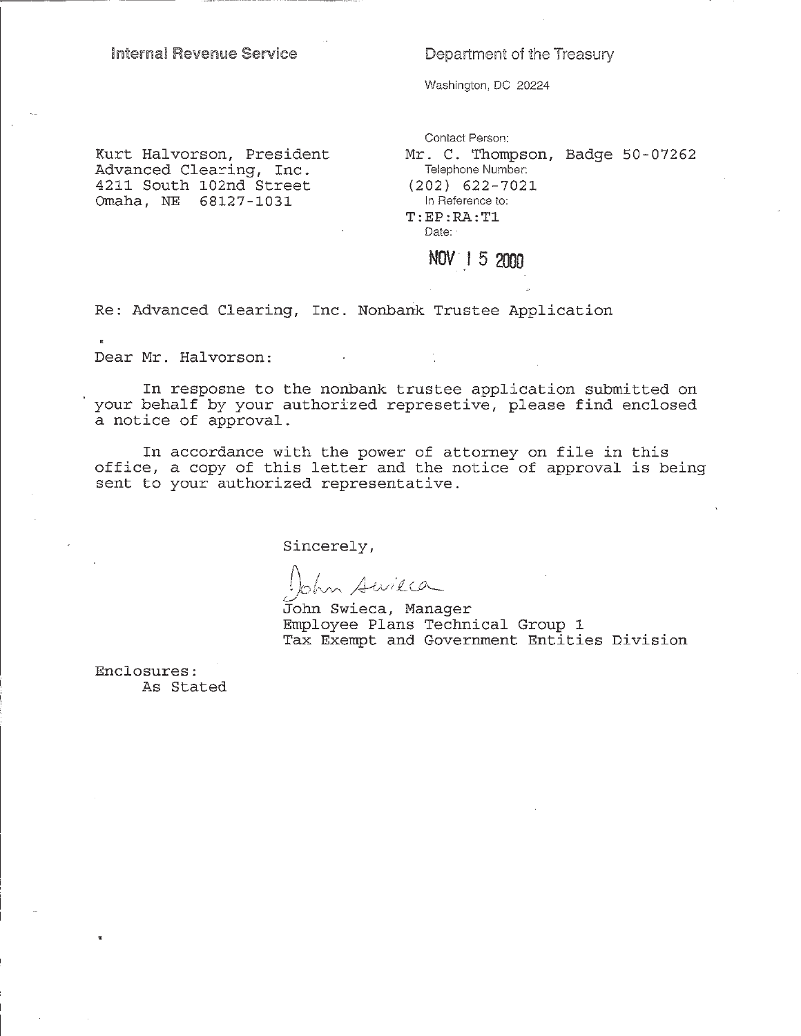Internal Revenue Service

Department of the Treasury

Washington, DC 20224

Kurt Halvorson, President
Advanced Clearing, Inc.
4211 South 102nd Street
Omaha, NE 68127-1031

Contact Person:
Mr. C. Thompson, Badge 50-07262
Telephone Number:
(202) 622-7021
In Reference to:
T:EP:RA:T1
Date:
NOV 15 2000

Re: Advanced Clearing, Inc. Nonbank Trustee Application

Dear Mr. Halvorson:

In resposne to the nonbank trustee application submitted on your behalf by your authorized represetive, please find enclosed a notice of approval.

In accordance with the power of attorney on file in this office, a copy of this letter and the notice of approval is being sent to your authorized representative.

Sincerely,

John Swieca

John Swieca, Manager
Employee Plans Technical Group 1
Tax Exempt and Government Entities Division

Enclosures:
As Stated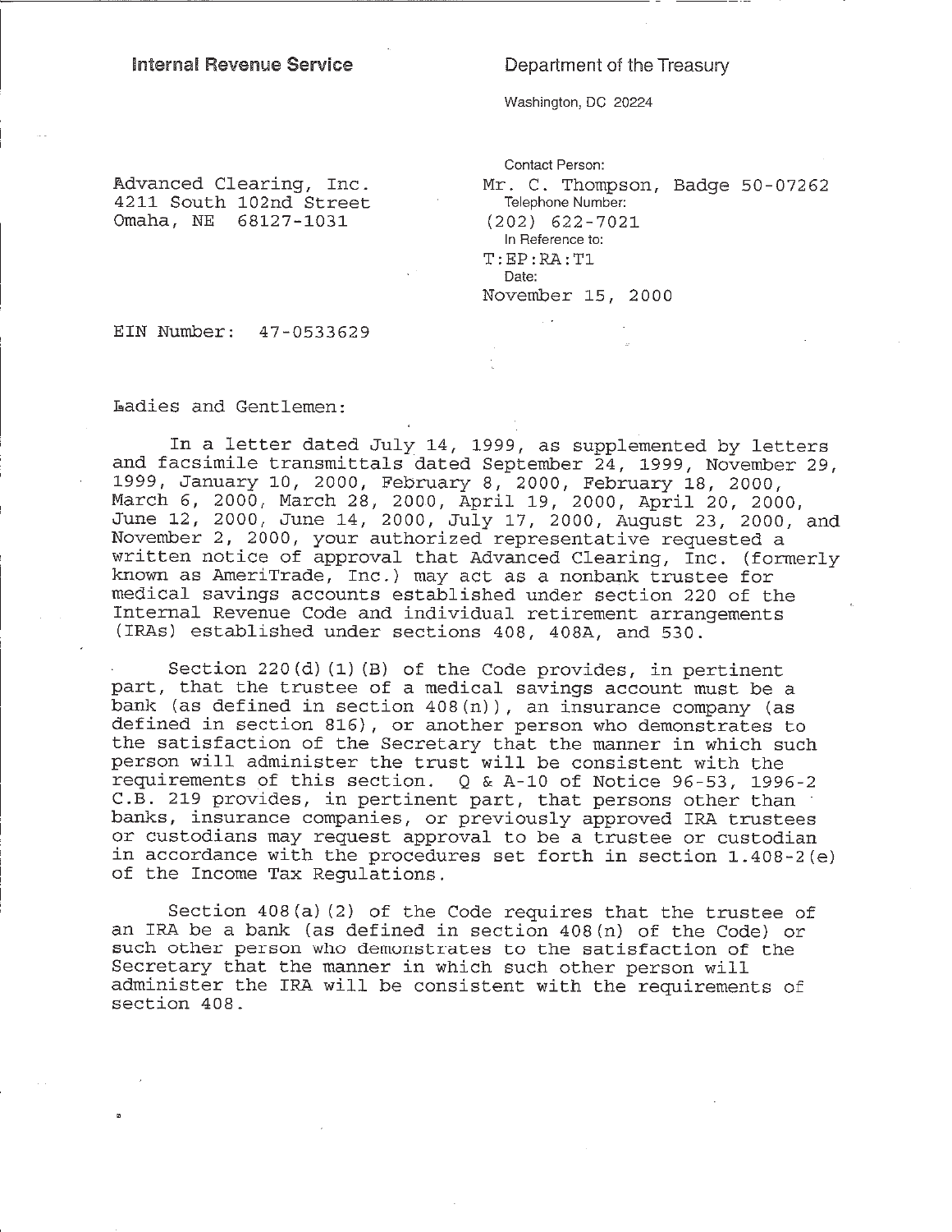**Internal Revenue Service**

Department of the Treasury

Washington, DC 20224

Advanced Clearing, Inc.
4211 South 102nd Street
Omaha, NE 68127-1031

Contact Person:
Mr. C. Thompson, Badge 50-07262
Telephone Number:
(202) 622-7021
In Reference to:
T:EP:RA:T1
Date:
November 15, 2000

EIN Number: 47-0533629

Ladies and Gentlemen:

In a letter dated July 14, 1999, as supplemented by letters and facsimile transmittals dated September 24, 1999, November 29, 1999, January 10, 2000, February 8, 2000, February 18, 2000, March 6, 2000, March 28, 2000, April 19, 2000, April 20, 2000, June 12, 2000, June 14, 2000, July 17, 2000, August 23, 2000, and November 2, 2000, your authorized representative requested a written notice of approval that Advanced Clearing, Inc. (formerly known as AmeriTrade, Inc.) may act as a nonbank trustee for medical savings accounts established under section 220 of the Internal Revenue Code and individual retirement arrangements (IRAs) established under sections 408, 408A, and 530.

Section 220(d)(1)(B) of the Code provides, in pertinent part, that the trustee of a medical savings account must be a bank (as defined in section 408(n)), an insurance company (as defined in section 816), or another person who demonstrates to the satisfaction of the Secretary that the manner in which such person will administer the trust will be consistent with the requirements of this section. Q & A-10 of Notice 96-53, 1996-2 C.B. 219 provides, in pertinent part, that persons other than banks, insurance companies, or previously approved IRA trustees or custodians may request approval to be a trustee or custodian in accordance with the procedures set forth in section 1.408-2(e) of the Income Tax Regulations.

Section 408(a)(2) of the Code requires that the trustee of an IRA be a bank (as defined in section 408(n) of the Code) or such other person who demonstrates to the satisfaction of the Secretary that the manner in which such other person will administer the IRA will be consistent with the requirements of section 408.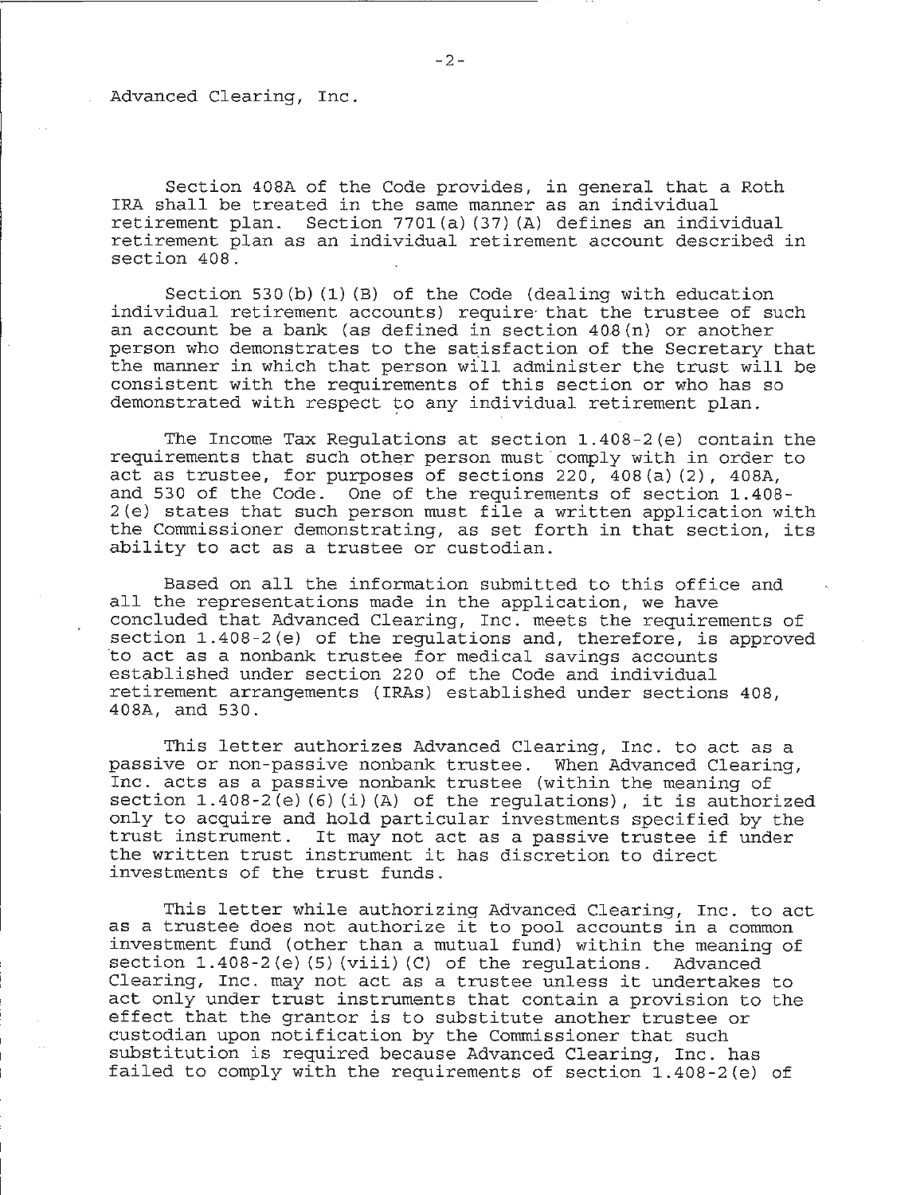Advanced Clearing, Inc.

Section 408A of the Code provides, in general that a Roth IRA shall be treated in the same manner as an individual retirement plan. Section 7701(a)(37)(A) defines an individual retirement plan as an individual retirement account described in section 408.

Section 530(b)(1)(B) of the Code (dealing with education individual retirement accounts) require that the trustee of such an account be a bank (as defined in section 408(n) or another person who demonstrates to the satisfaction of the Secretary that the manner in which that person will administer the trust will be consistent with the requirements of this section or who has so demonstrated with respect to any individual retirement plan.

The Income Tax Regulations at section 1.408-2(e) contain the requirements that such other person must comply with in order to act as trustee, for purposes of sections 220, 408(a)(2), 408A, and 530 of the Code. One of the requirements of section 1.408-2(e) states that such person must file a written application with the Commissioner demonstrating, as set forth in that section, its ability to act as a trustee or custodian.

Based on all the information submitted to this office and all the representations made in the application, we have concluded that Advanced Clearing, Inc. meets the requirements of section 1.408-2(e) of the regulations and, therefore, is approved to act as a nonbank trustee for medical savings accounts established under section 220 of the Code and individual retirement arrangements (IRAs) established under sections 408, 408A, and 530.

This letter authorizes Advanced Clearing, Inc. to act as a passive or non-passive nonbank trustee. When Advanced Clearing, Inc. acts as a passive nonbank trustee (within the meaning of section 1.408-2(e)(6)(i)(A) of the regulations), it is authorized only to acquire and hold particular investments specified by the trust instrument. It may not act as a passive trustee if under the written trust instrument it has discretion to direct investments of the trust funds.

This letter while authorizing Advanced Clearing, Inc. to act as a trustee does not authorize it to pool accounts in a common investment fund (other than a mutual fund) within the meaning of section 1.408-2(e)(5)(viii)(C) of the regulations. Advanced Clearing, Inc. may not act as a trustee unless it undertakes to act only under trust instruments that contain a provision to the effect that the grantor is to substitute another trustee or custodian upon notification by the Commissioner that such substitution is required because Advanced Clearing, Inc. has failed to comply with the requirements of section 1.408-2(e) of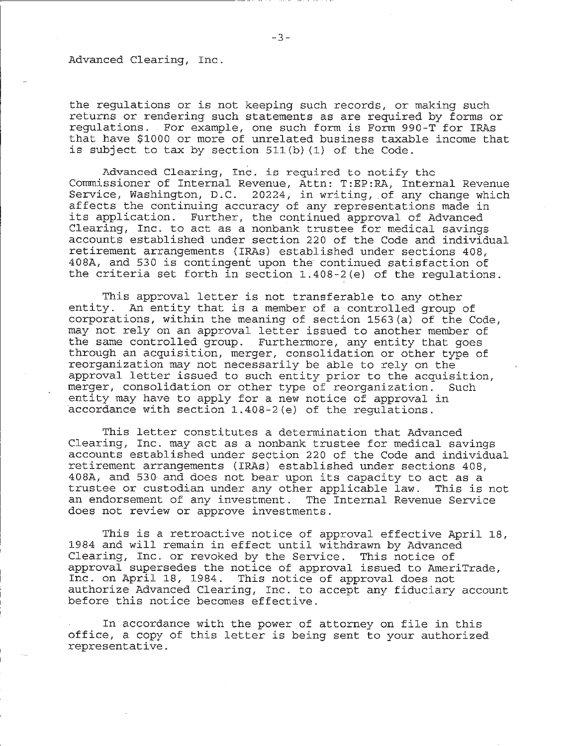Advanced Clearing, Inc.

the regulations or is not keeping such records, or making such returns or rendering such statements as are required by forms or regulations. For example, one such form is Form 990-T for IRAs that have $1000 or more of unrelated business taxable income that is subject to tax by section 511(b)(1) of the Code.

Advanced Clearing, Inc. is required to notify the Commissioner of Internal Revenue, Attn: T:EP:RA, Internal Revenue Service, Washington, D.C. 20224, in writing, of any change which affects the continuing accuracy of any representations made in its application. Further, the continued approval of Advanced Clearing, Inc. to act as a nonbank trustee for medical savings accounts established under section 220 of the Code and individual retirement arrangements (IRAs) established under sections 408, 408A, and 530 is contingent upon the continued satisfaction of the criteria set forth in section 1.408-2(e) of the regulations.

This approval letter is not transferable to any other entity. An entity that is a member of a controlled group of corporations, within the meaning of section 1563(a) of the Code, may not rely on an approval letter issued to another member of the same controlled group. Furthermore, any entity that goes through an acquisition, merger, consolidation or other type of reorganization may not necessarily be able to rely on the approval letter issued to such entity prior to the acquisition, merger, consolidation or other type of reorganization. Such entity may have to apply for a new notice of approval in accordance with section 1.408-2(e) of the regulations.

This letter constitutes a determination that Advanced Clearing, Inc. may act as a nonbank trustee for medical savings accounts established under section 220 of the Code and individual retirement arrangements (IRAs) established under sections 408, 408A, and 530 and does not bear upon its capacity to act as a trustee or custodian under any other applicable law. This is not an endorsement of any investment. The Internal Revenue Service does not review or approve investments.

This is a retroactive notice of approval effective April 18, 1984 and will remain in effect until withdrawn by Advanced Clearing, Inc. or revoked by the Service. This notice of approval supersedes the notice of approval issued to AmeriTrade, Inc. on April 18, 1984. This notice of approval does not authorize Advanced Clearing, Inc. to accept any fiduciary account before this notice becomes effective.

In accordance with the power of attorney on file in this office, a copy of this letter is being sent to your authorized representative.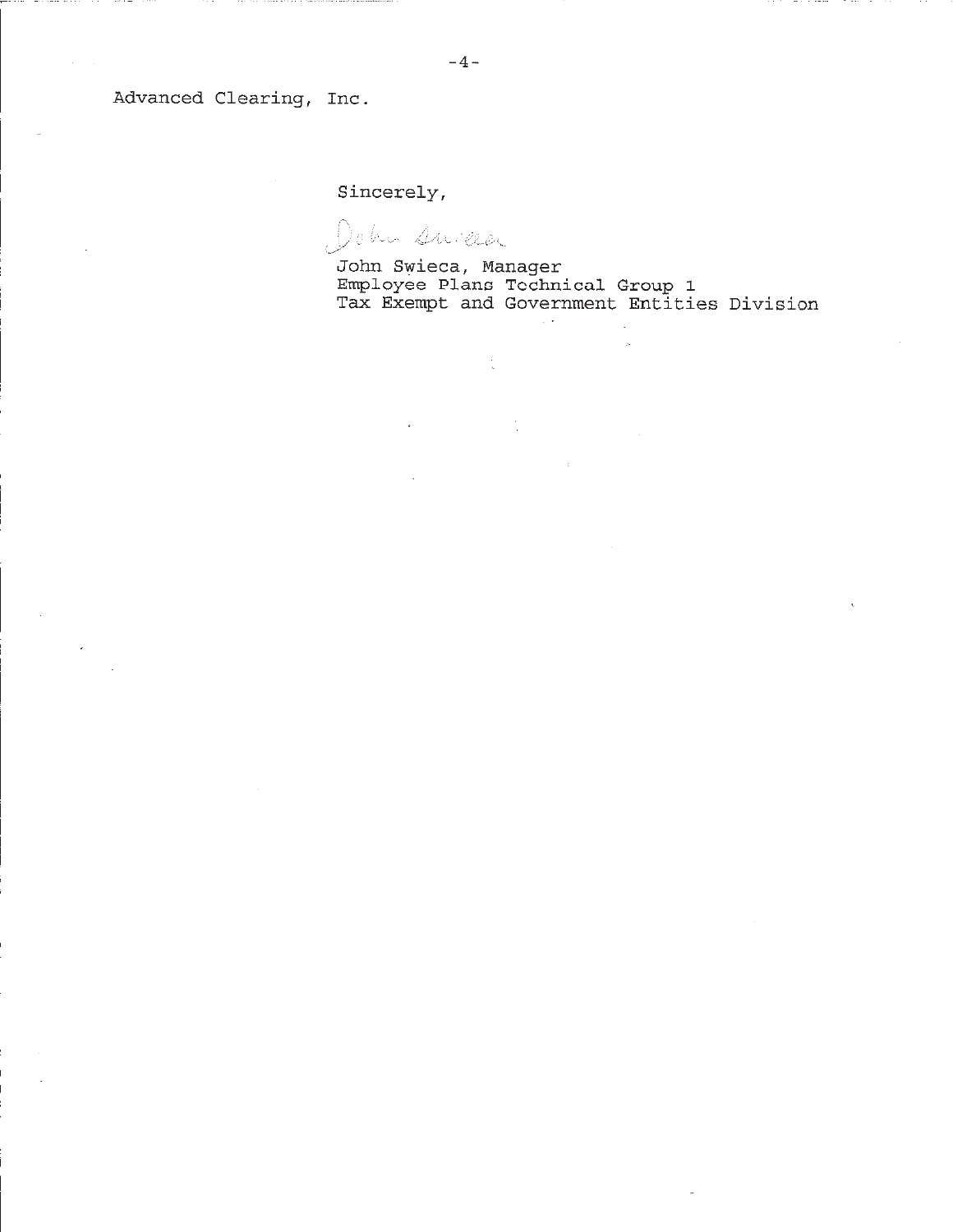Advanced Clearing, Inc.

Sincerely,

John Swieca

John Swieca, Manager
Employee Plans Technical Group 1
Tax Exempt and Government Entities Division